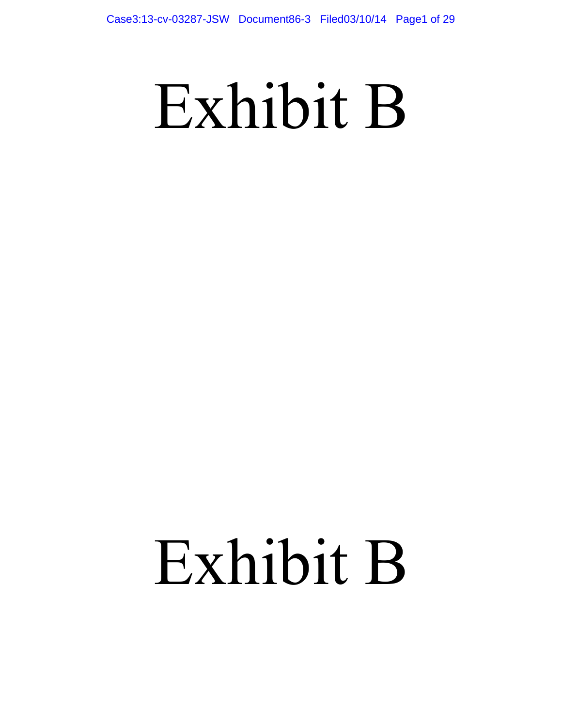# Exhibit B

# Exhibit B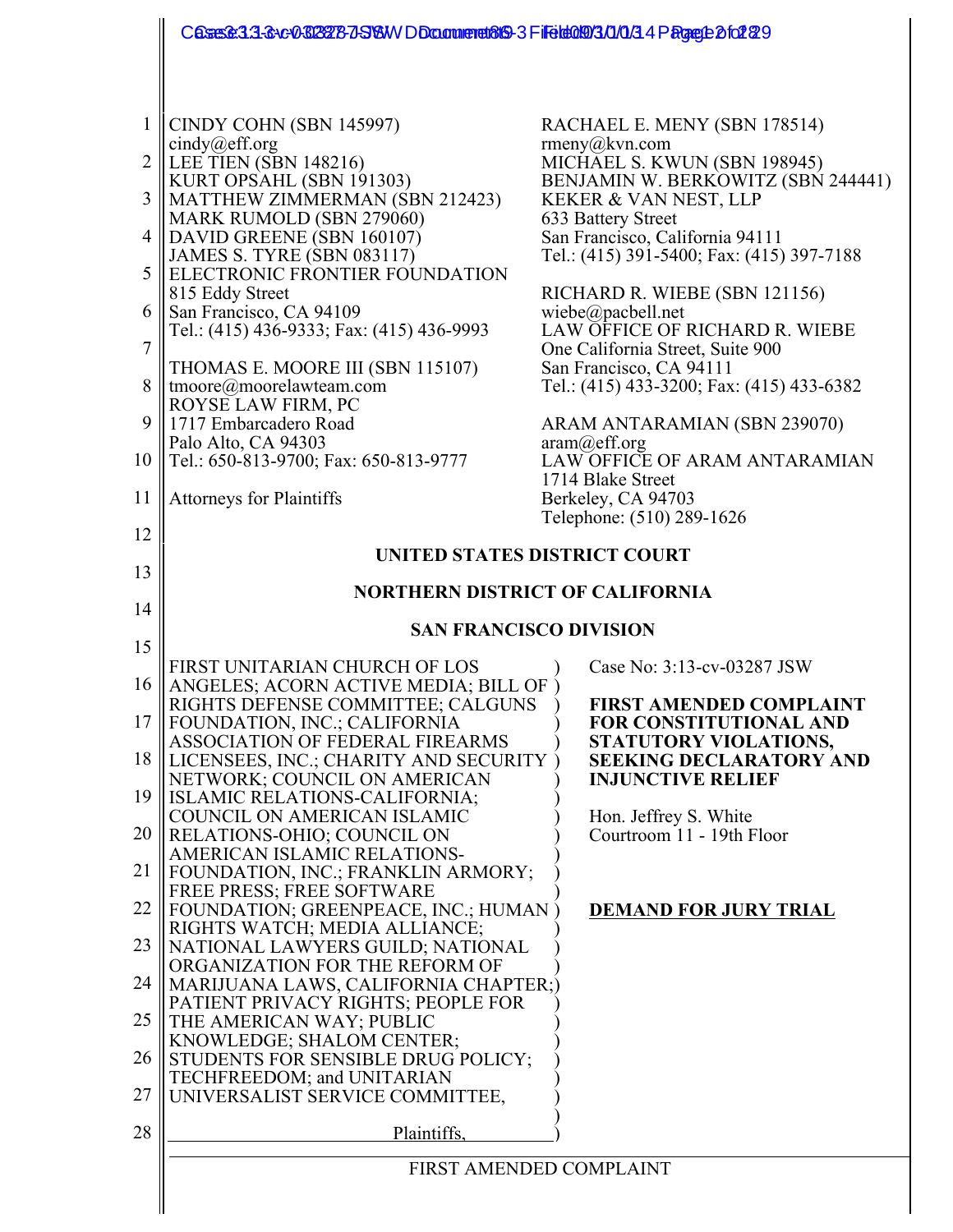CINDY COHN (SBN 145997)
cindy@eff.org
LEE TIEN (SBN 148216)
KURT OPSAHL (SBN 191303)
MATTHEW ZIMMERMAN (SBN 212423)
MARK RUMOLD (SBN 279060)
DAVID GREENE (SBN 160107)
JAMES S. TYRE (SBN 083117)
ELECTRONIC FRONTIER FOUNDATION
815 Eddy Street
San Francisco, CA 94109
Tel.: (415) 436-9333; Fax: (415) 436-9993

THOMAS E. MOORE III (SBN 115107)
tmoore@moorelawteam.com
ROYSE LAW FIRM, PC
1717 Embarcadero Road
Palo Alto, CA 94303
Tel.: 650-813-9700; Fax: 650-813-9777

Attorneys for Plaintiffs

RACHAEL E. MENY (SBN 178514)
rmeny@kvn.com
MICHAEL S. KWUN (SBN 198945)
BENJAMIN W. BERKOWITZ (SBN 244441)
KEKER & VAN NEST, LLP
633 Battery Street
San Francisco, California 94111
Tel.: (415) 391-5400; Fax: (415) 397-7188

RICHARD R. WIEBE (SBN 121156)
wiebe@pacbell.net
LAW OFFICE OF RICHARD R. WIEBE
One California Street, Suite 900
San Francisco, CA 94111
Tel.: (415) 433-3200; Fax: (415) 433-6382

ARAM ANTARAMIAN (SBN 239070)
aram@eff.org
LAW OFFICE OF ARAM ANTARAMIAN
1714 Blake Street
Berkeley, CA 94703
Telephone: (510) 289-1626

**UNITED STATES DISTRICT COURT**

**NORTHERN DISTRICT OF CALIFORNIA**

**SAN FRANCISCO DIVISION**

FIRST UNITARIAN CHURCH OF LOS ANGELES; ACORN ACTIVE MEDIA; BILL OF RIGHTS DEFENSE COMMITTEE; CALGUNS FOUNDATION, INC.; CALIFORNIA ASSOCIATION OF FEDERAL FIREARMS LICENSEES, INC.; CHARITY AND SECURITY NETWORK; COUNCIL ON AMERICAN ISLAMIC RELATIONS-CALIFORNIA; COUNCIL ON AMERICAN ISLAMIC RELATIONS-OHIO; COUNCIL ON AMERICAN ISLAMIC RELATIONS-FOUNDATION, INC.; FRANKLIN ARMORY; FREE PRESS; FREE SOFTWARE FOUNDATION; GREENPEACE, INC.; HUMAN RIGHTS WATCH; MEDIA ALLIANCE; NATIONAL LAWYERS GUILD; NATIONAL ORGANIZATION FOR THE REFORM OF MARIJUANA LAWS, CALIFORNIA CHAPTER; PATIENT PRIVACY RIGHTS; PEOPLE FOR THE AMERICAN WAY; PUBLIC KNOWLEDGE; SHALOM CENTER; STUDENTS FOR SENSIBLE DRUG POLICY; TECHFREEDOM; and UNITARIAN UNIVERSALIST SERVICE COMMITTEE,

Plaintiffs,

Case No: 3:13-cv-03287 JSW

**FIRST AMENDED COMPLAINT FOR CONSTITUTIONAL AND STATUTORY VIOLATIONS, SEEKING DECLARATORY AND INJUNCTIVE RELIEF**

Hon. Jeffrey S. White
Courtroom 11 - 19th Floor

**DEMAND FOR JURY TRIAL**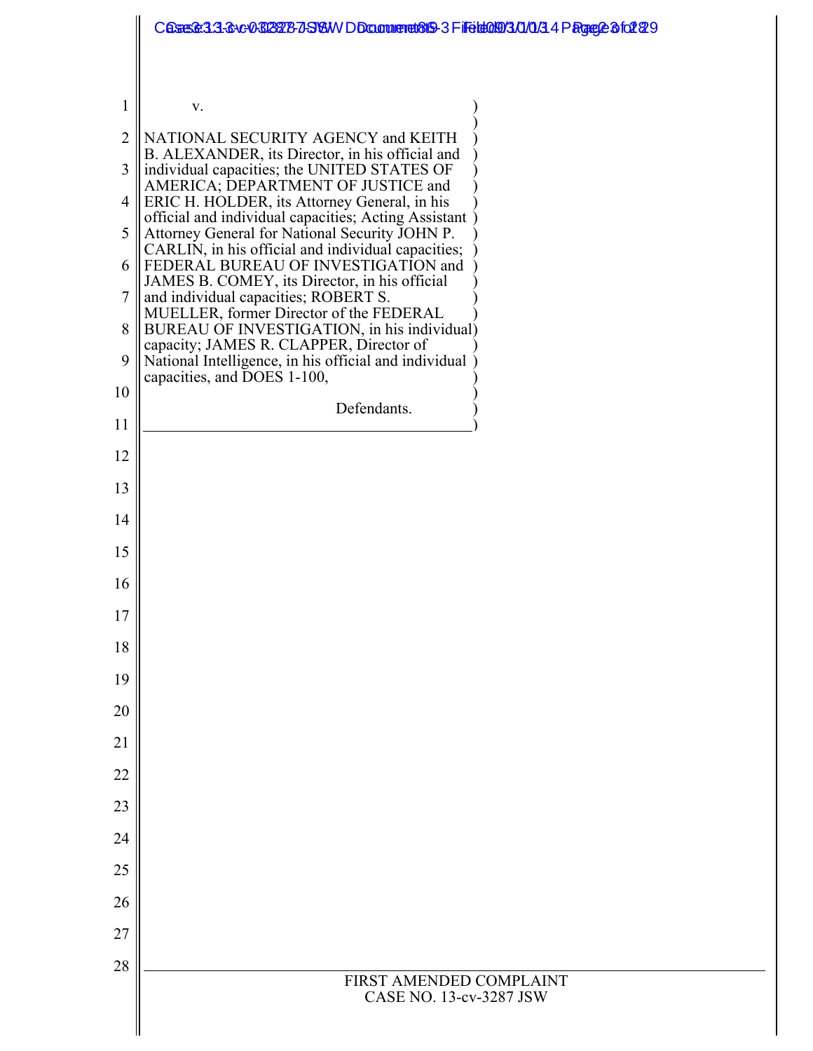v.

NATIONAL SECURITY AGENCY and KEITH B. ALEXANDER, its Director, in his official and individual capacities; the UNITED STATES OF AMERICA; DEPARTMENT OF JUSTICE and ERIC H. HOLDER, its Attorney General, in his official and individual capacities; Acting Assistant Attorney General for National Security JOHN P. CARLIN, in his official and individual capacities; FEDERAL BUREAU OF INVESTIGATION and JAMES B. COMEY, its Director, in his official and individual capacities; ROBERT S. MUELLER, former Director of the FEDERAL BUREAU OF INVESTIGATION, in his individual capacity; JAMES R. CLAPPER, Director of National Intelligence, in his official and individual capacities, and DOES 1-100,

Defendants.

FIRST AMENDED COMPLAINT
CASE NO. 13-cv-3287 JSW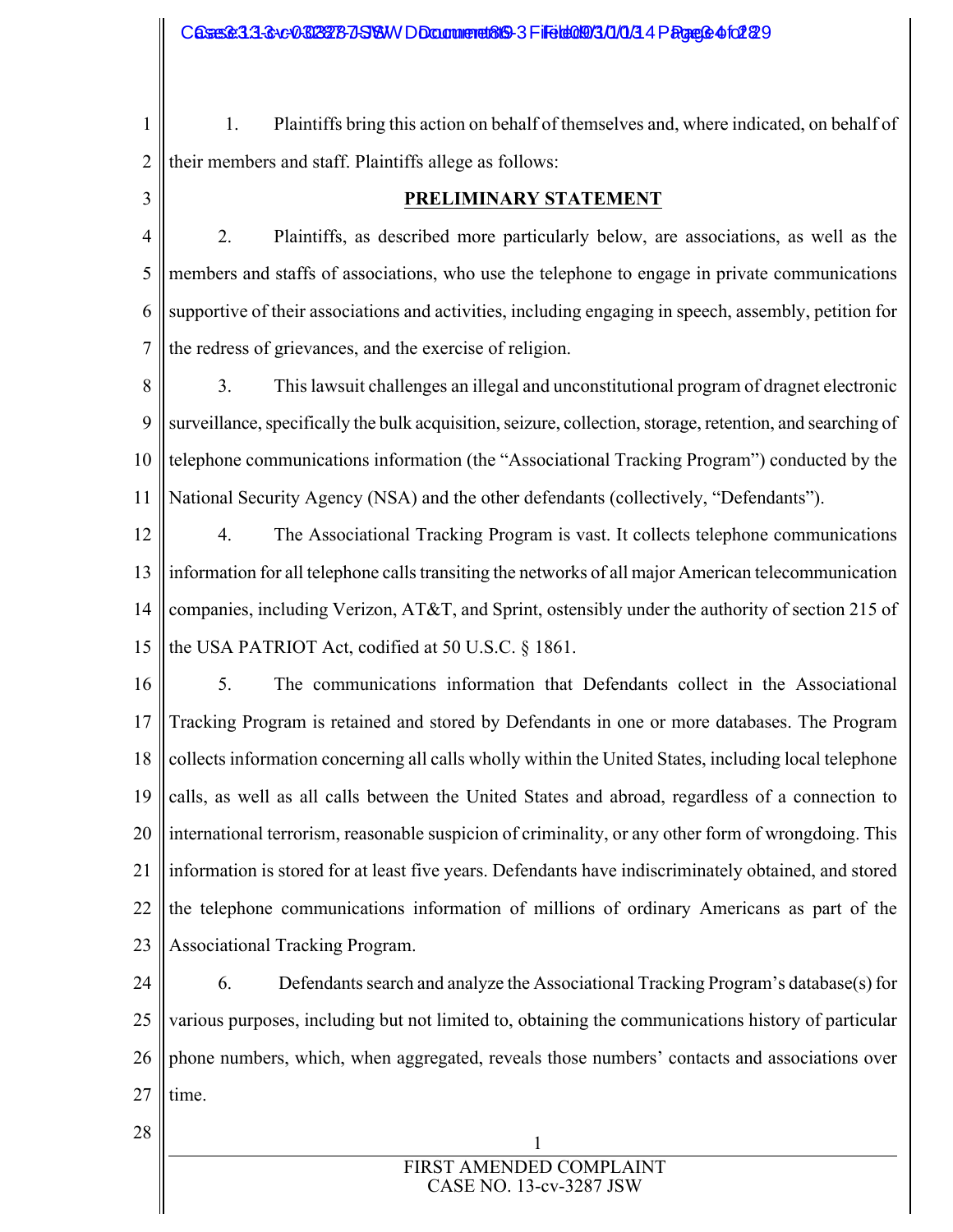1. Plaintiffs bring this action on behalf of themselves and, where indicated, on behalf of their members and staff. Plaintiffs allege as follows:

## **PRELIMINARY STATEMENT**

2. Plaintiffs, as described more particularly below, are associations, as well as the members and staffs of associations, who use the telephone to engage in private communications supportive of their associations and activities, including engaging in speech, assembly, petition for the redress of grievances, and the exercise of religion.

3. This lawsuit challenges an illegal and unconstitutional program of dragnet electronic surveillance, specifically the bulk acquisition, seizure, collection, storage, retention, and searching of telephone communications information (the "Associational Tracking Program") conducted by the National Security Agency (NSA) and the other defendants (collectively, "Defendants").

4. The Associational Tracking Program is vast. It collects telephone communications information for all telephone calls transiting the networks of all major American telecommunication companies, including Verizon, AT&T, and Sprint, ostensibly under the authority of section 215 of the USA PATRIOT Act, codified at 50 U.S.C. § 1861.

5. The communications information that Defendants collect in the Associational Tracking Program is retained and stored by Defendants in one or more databases. The Program collects information concerning all calls wholly within the United States, including local telephone calls, as well as all calls between the United States and abroad, regardless of a connection to international terrorism, reasonable suspicion of criminality, or any other form of wrongdoing. This information is stored for at least five years. Defendants have indiscriminately obtained, and stored the telephone communications information of millions of ordinary Americans as part of the Associational Tracking Program.

6. Defendants search and analyze the Associational Tracking Program's database(s) for various purposes, including but not limited to, obtaining the communications history of particular phone numbers, which, when aggregated, reveals those numbers' contacts and associations over time.

FIRST AMENDED COMPLAINT
CASE NO. 13-cv-3287 JSW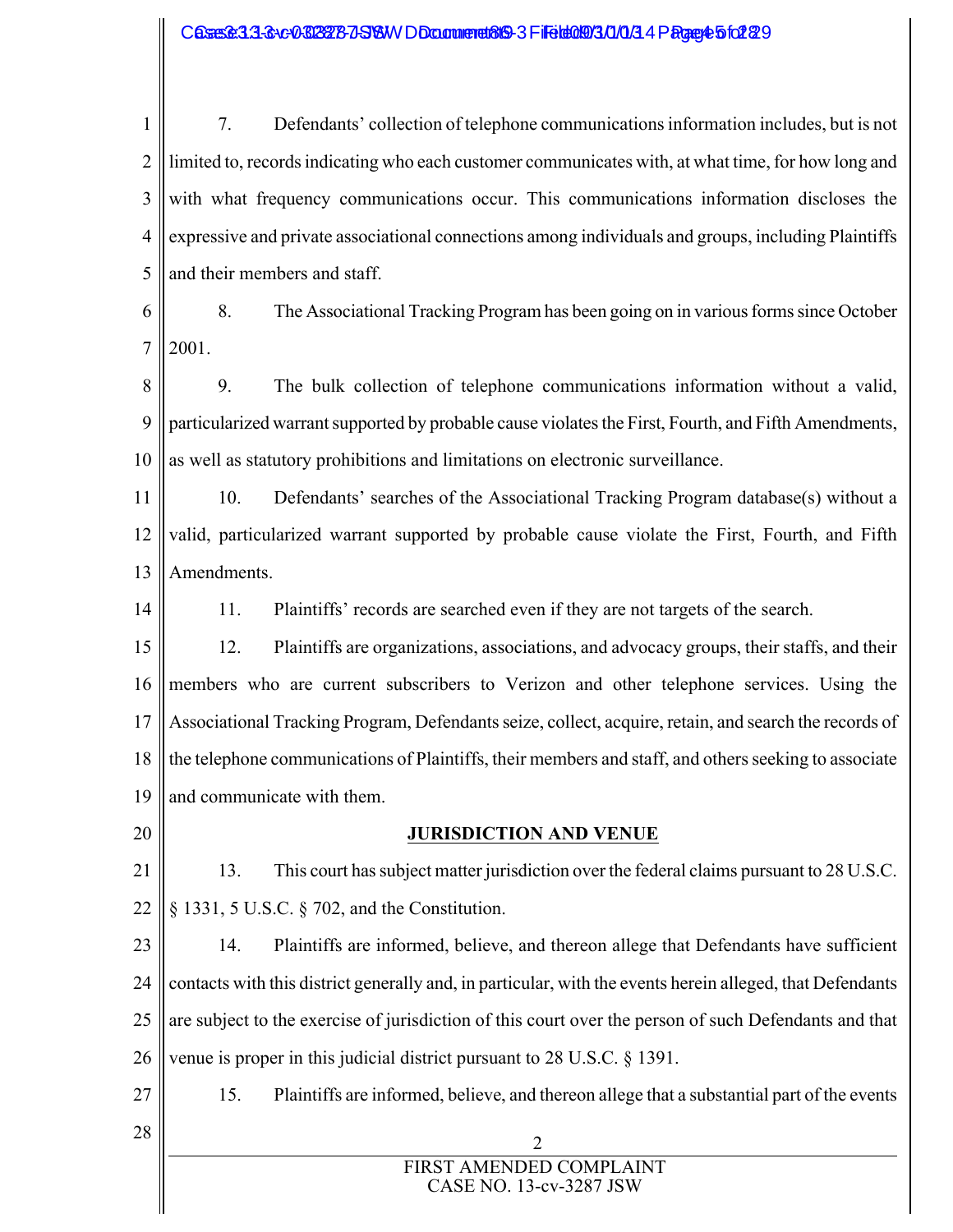7. Defendants' collection of telephone communications information includes, but is not limited to, records indicating who each customer communicates with, at what time, for how long and with what frequency communications occur. This communications information discloses the expressive and private associational connections among individuals and groups, including Plaintiffs and their members and staff.

8. The Associational Tracking Program has been going on in various forms since October 2001.

9. The bulk collection of telephone communications information without a valid, particularized warrant supported by probable cause violates the First, Fourth, and Fifth Amendments, as well as statutory prohibitions and limitations on electronic surveillance.

10. Defendants' searches of the Associational Tracking Program database(s) without a valid, particularized warrant supported by probable cause violate the First, Fourth, and Fifth Amendments.

11. Plaintiffs' records are searched even if they are not targets of the search.

12. Plaintiffs are organizations, associations, and advocacy groups, their staffs, and their members who are current subscribers to Verizon and other telephone services. Using the Associational Tracking Program, Defendants seize, collect, acquire, retain, and search the records of the telephone communications of Plaintiffs, their members and staff, and others seeking to associate and communicate with them.

## JURISDICTION AND VENUE

13. This court has subject matter jurisdiction over the federal claims pursuant to 28 U.S.C. § 1331, 5 U.S.C. § 702, and the Constitution.

14. Plaintiffs are informed, believe, and thereon allege that Defendants have sufficient contacts with this district generally and, in particular, with the events herein alleged, that Defendants are subject to the exercise of jurisdiction of this court over the person of such Defendants and that venue is proper in this judicial district pursuant to 28 U.S.C. § 1391.

15. Plaintiffs are informed, believe, and thereon allege that a substantial part of the events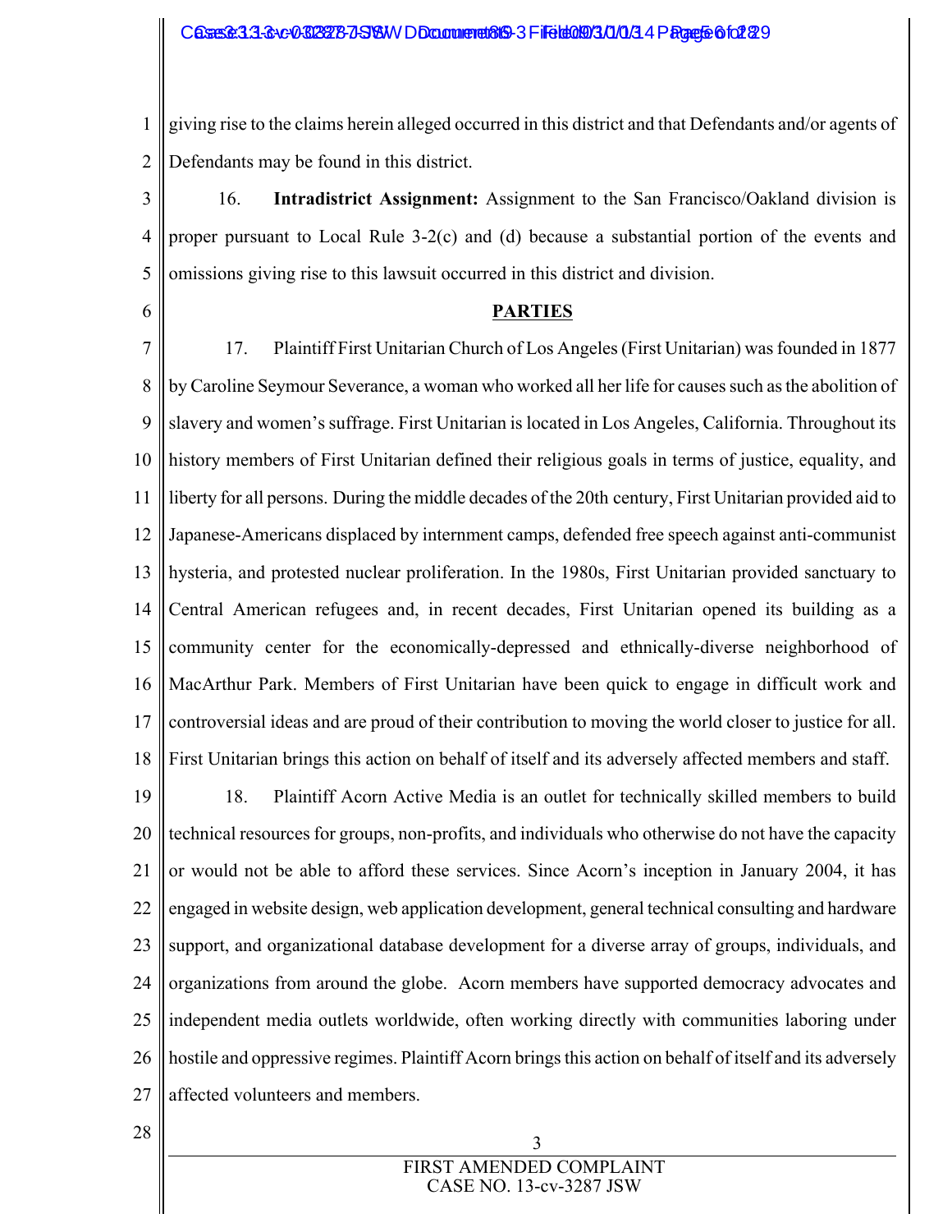giving rise to the claims herein alleged occurred in this district and that Defendants and/or agents of Defendants may be found in this district.

16. **Intradistrict Assignment:** Assignment to the San Francisco/Oakland division is proper pursuant to Local Rule 3-2(c) and (d) because a substantial portion of the events and omissions giving rise to this lawsuit occurred in this district and division.

## PARTIES

17. Plaintiff First Unitarian Church of Los Angeles (First Unitarian) was founded in 1877 by Caroline Seymour Severance, a woman who worked all her life for causes such as the abolition of slavery and women's suffrage. First Unitarian is located in Los Angeles, California. Throughout its history members of First Unitarian defined their religious goals in terms of justice, equality, and liberty for all persons. During the middle decades of the 20th century, First Unitarian provided aid to Japanese-Americans displaced by internment camps, defended free speech against anti-communist hysteria, and protested nuclear proliferation. In the 1980s, First Unitarian provided sanctuary to Central American refugees and, in recent decades, First Unitarian opened its building as a community center for the economically-depressed and ethnically-diverse neighborhood of MacArthur Park. Members of First Unitarian have been quick to engage in difficult work and controversial ideas and are proud of their contribution to moving the world closer to justice for all. First Unitarian brings this action on behalf of itself and its adversely affected members and staff.

18. Plaintiff Acorn Active Media is an outlet for technically skilled members to build technical resources for groups, non-profits, and individuals who otherwise do not have the capacity or would not be able to afford these services. Since Acorn's inception in January 2004, it has engaged in website design, web application development, general technical consulting and hardware support, and organizational database development for a diverse array of groups, individuals, and organizations from around the globe. Acorn members have supported democracy advocates and independent media outlets worldwide, often working directly with communities laboring under hostile and oppressive regimes. Plaintiff Acorn brings this action on behalf of itself and its adversely affected volunteers and members.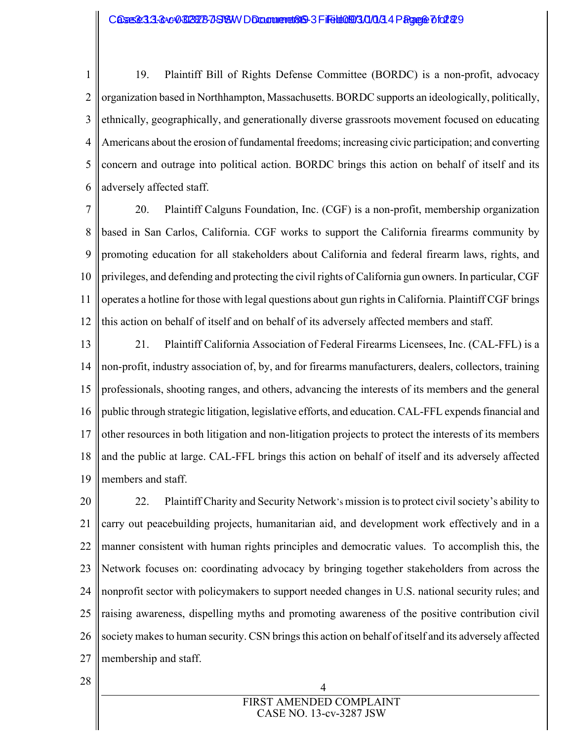19. Plaintiff Bill of Rights Defense Committee (BORDC) is a non-profit, advocacy organization based in Northhampton, Massachusetts. BORDC supports an ideologically, politically, ethnically, geographically, and generationally diverse grassroots movement focused on educating Americans about the erosion of fundamental freedoms; increasing civic participation; and converting concern and outrage into political action. BORDC brings this action on behalf of itself and its adversely affected staff.

20. Plaintiff Calguns Foundation, Inc. (CGF) is a non-profit, membership organization based in San Carlos, California. CGF works to support the California firearms community by promoting education for all stakeholders about California and federal firearm laws, rights, and privileges, and defending and protecting the civil rights of California gun owners. In particular, CGF operates a hotline for those with legal questions about gun rights in California. Plaintiff CGF brings this action on behalf of itself and on behalf of its adversely affected members and staff.

21. Plaintiff California Association of Federal Firearms Licensees, Inc. (CAL-FFL) is a non-profit, industry association of, by, and for firearms manufacturers, dealers, collectors, training professionals, shooting ranges, and others, advancing the interests of its members and the general public through strategic litigation, legislative efforts, and education. CAL-FFL expends financial and other resources in both litigation and non-litigation projects to protect the interests of its members and the public at large. CAL-FFL brings this action on behalf of itself and its adversely affected members and staff.

22. Plaintiff Charity and Security Network's mission is to protect civil society's ability to carry out peacebuilding projects, humanitarian aid, and development work effectively and in a manner consistent with human rights principles and democratic values. To accomplish this, the Network focuses on: coordinating advocacy by bringing together stakeholders from across the nonprofit sector with policymakers to support needed changes in U.S. national security rules; and raising awareness, dispelling myths and promoting awareness of the positive contribution civil society makes to human security. CSN brings this action on behalf of itself and its adversely affected membership and staff.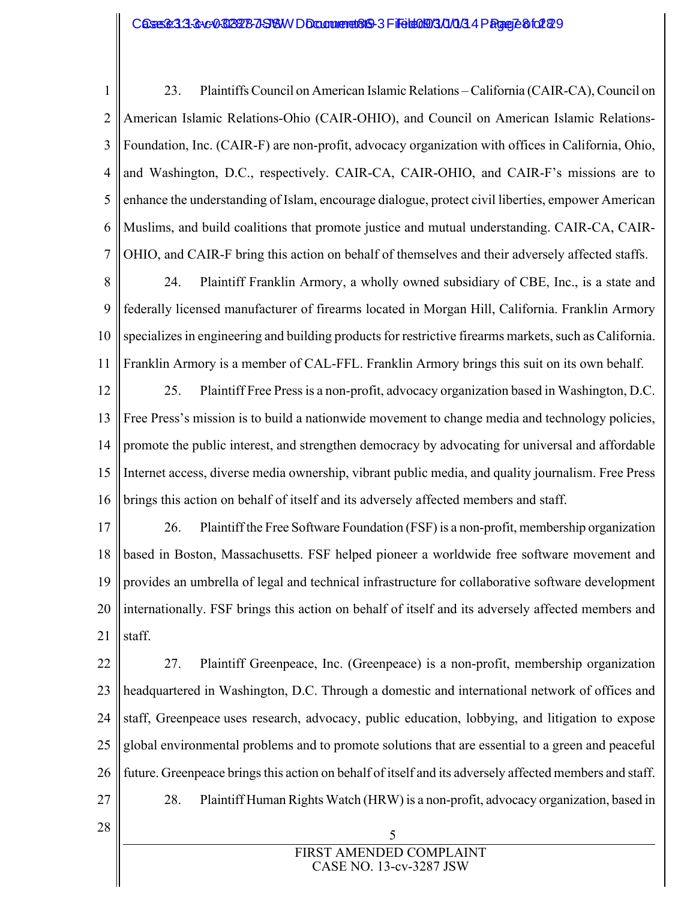23. Plaintiffs Council on American Islamic Relations – California (CAIR-CA), Council on American Islamic Relations-Ohio (CAIR-OHIO), and Council on American Islamic Relations-Foundation, Inc. (CAIR-F) are non-profit, advocacy organization with offices in California, Ohio, and Washington, D.C., respectively. CAIR-CA, CAIR-OHIO, and CAIR-F's missions are to enhance the understanding of Islam, encourage dialogue, protect civil liberties, empower American Muslims, and build coalitions that promote justice and mutual understanding. CAIR-CA, CAIR-OHIO, and CAIR-F bring this action on behalf of themselves and their adversely affected staffs.

24. Plaintiff Franklin Armory, a wholly owned subsidiary of CBE, Inc., is a state and federally licensed manufacturer of firearms located in Morgan Hill, California. Franklin Armory specializes in engineering and building products for restrictive firearms markets, such as California. Franklin Armory is a member of CAL-FFL. Franklin Armory brings this suit on its own behalf.

25. Plaintiff Free Press is a non-profit, advocacy organization based in Washington, D.C. Free Press's mission is to build a nationwide movement to change media and technology policies, promote the public interest, and strengthen democracy by advocating for universal and affordable Internet access, diverse media ownership, vibrant public media, and quality journalism. Free Press brings this action on behalf of itself and its adversely affected members and staff.

26. Plaintiff the Free Software Foundation (FSF) is a non-profit, membership organization based in Boston, Massachusetts. FSF helped pioneer a worldwide free software movement and provides an umbrella of legal and technical infrastructure for collaborative software development internationally. FSF brings this action on behalf of itself and its adversely affected members and staff.

27. Plaintiff Greenpeace, Inc. (Greenpeace) is a non-profit, membership organization headquartered in Washington, D.C. Through a domestic and international network of offices and staff, Greenpeace uses research, advocacy, public education, lobbying, and litigation to expose global environmental problems and to promote solutions that are essential to a green and peaceful future. Greenpeace brings this action on behalf of itself and its adversely affected members and staff.

28. Plaintiff Human Rights Watch (HRW) is a non-profit, advocacy organization, based in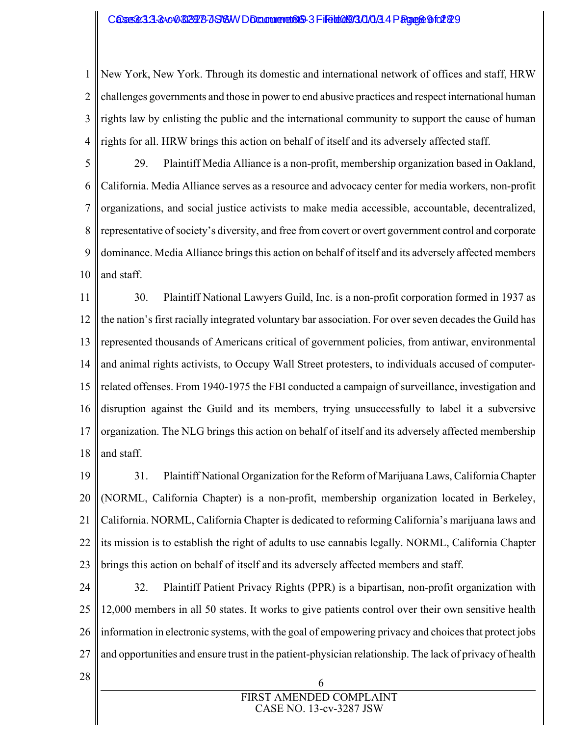New York, New York. Through its domestic and international network of offices and staff, HRW challenges governments and those in power to end abusive practices and respect international human rights law by enlisting the public and the international community to support the cause of human rights for all. HRW brings this action on behalf of itself and its adversely affected staff.

29. Plaintiff Media Alliance is a non-profit, membership organization based in Oakland, California. Media Alliance serves as a resource and advocacy center for media workers, non-profit organizations, and social justice activists to make media accessible, accountable, decentralized, representative of society's diversity, and free from covert or overt government control and corporate dominance. Media Alliance brings this action on behalf of itself and its adversely affected members and staff.

30. Plaintiff National Lawyers Guild, Inc. is a non-profit corporation formed in 1937 as the nation's first racially integrated voluntary bar association. For over seven decades the Guild has represented thousands of Americans critical of government policies, from antiwar, environmental and animal rights activists, to Occupy Wall Street protesters, to individuals accused of computer-related offenses. From 1940-1975 the FBI conducted a campaign of surveillance, investigation and disruption against the Guild and its members, trying unsuccessfully to label it a subversive organization. The NLG brings this action on behalf of itself and its adversely affected membership and staff.

31. Plaintiff National Organization for the Reform of Marijuana Laws, California Chapter (NORML, California Chapter) is a non-profit, membership organization located in Berkeley, California. NORML, California Chapter is dedicated to reforming California's marijuana laws and its mission is to establish the right of adults to use cannabis legally. NORML, California Chapter brings this action on behalf of itself and its adversely affected members and staff.

32. Plaintiff Patient Privacy Rights (PPR) is a bipartisan, non-profit organization with 12,000 members in all 50 states. It works to give patients control over their own sensitive health information in electronic systems, with the goal of empowering privacy and choices that protect jobs and opportunities and ensure trust in the patient-physician relationship. The lack of privacy of health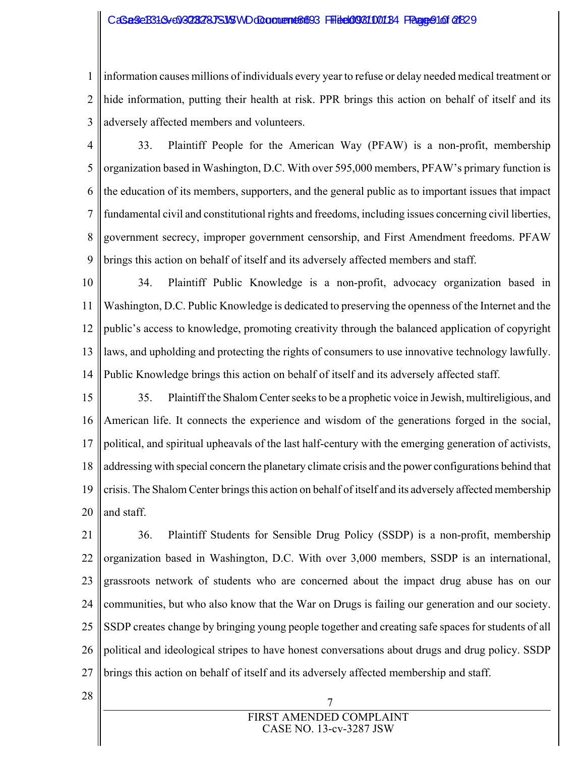information causes millions of individuals every year to refuse or delay needed medical treatment or hide information, putting their health at risk. PPR brings this action on behalf of itself and its adversely affected members and volunteers.

33. Plaintiff People for the American Way (PFAW) is a non-profit, membership organization based in Washington, D.C. With over 595,000 members, PFAW's primary function is the education of its members, supporters, and the general public as to important issues that impact fundamental civil and constitutional rights and freedoms, including issues concerning civil liberties, government secrecy, improper government censorship, and First Amendment freedoms. PFAW brings this action on behalf of itself and its adversely affected members and staff.

34. Plaintiff Public Knowledge is a non-profit, advocacy organization based in Washington, D.C. Public Knowledge is dedicated to preserving the openness of the Internet and the public's access to knowledge, promoting creativity through the balanced application of copyright laws, and upholding and protecting the rights of consumers to use innovative technology lawfully. Public Knowledge brings this action on behalf of itself and its adversely affected staff.

35. Plaintiff the Shalom Center seeks to be a prophetic voice in Jewish, multireligious, and American life. It connects the experience and wisdom of the generations forged in the social, political, and spiritual upheavals of the last half-century with the emerging generation of activists, addressing with special concern the planetary climate crisis and the power configurations behind that crisis. The Shalom Center brings this action on behalf of itself and its adversely affected membership and staff.

36. Plaintiff Students for Sensible Drug Policy (SSDP) is a non-profit, membership organization based in Washington, D.C. With over 3,000 members, SSDP is an international, grassroots network of students who are concerned about the impact drug abuse has on our communities, but who also know that the War on Drugs is failing our generation and our society. SSDP creates change by bringing young people together and creating safe spaces for students of all political and ideological stripes to have honest conversations about drugs and drug policy. SSDP brings this action on behalf of itself and its adversely affected membership and staff.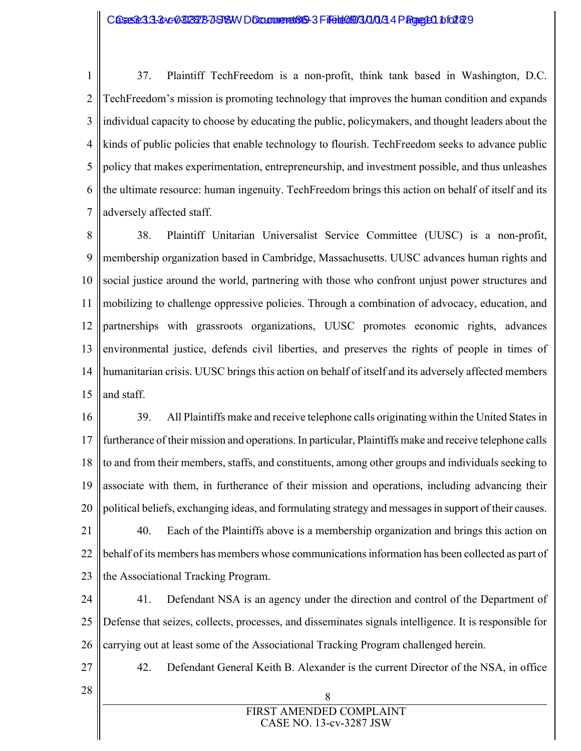37. Plaintiff TechFreedom is a non-profit, think tank based in Washington, D.C. TechFreedom's mission is promoting technology that improves the human condition and expands individual capacity to choose by educating the public, policymakers, and thought leaders about the kinds of public policies that enable technology to flourish. TechFreedom seeks to advance public policy that makes experimentation, entrepreneurship, and investment possible, and thus unleashes the ultimate resource: human ingenuity. TechFreedom brings this action on behalf of itself and its adversely affected staff.

38. Plaintiff Unitarian Universalist Service Committee (UUSC) is a non-profit, membership organization based in Cambridge, Massachusetts. UUSC advances human rights and social justice around the world, partnering with those who confront unjust power structures and mobilizing to challenge oppressive policies. Through a combination of advocacy, education, and partnerships with grassroots organizations, UUSC promotes economic rights, advances environmental justice, defends civil liberties, and preserves the rights of people in times of humanitarian crisis. UUSC brings this action on behalf of itself and its adversely affected members and staff.

39. All Plaintiffs make and receive telephone calls originating within the United States in furtherance of their mission and operations. In particular, Plaintiffs make and receive telephone calls to and from their members, staffs, and constituents, among other groups and individuals seeking to associate with them, in furtherance of their mission and operations, including advancing their political beliefs, exchanging ideas, and formulating strategy and messages in support of their causes.

40. Each of the Plaintiffs above is a membership organization and brings this action on behalf of its members has members whose communications information has been collected as part of the Associational Tracking Program.

41. Defendant NSA is an agency under the direction and control of the Department of Defense that seizes, collects, processes, and disseminates signals intelligence. It is responsible for carrying out at least some of the Associational Tracking Program challenged herein.

42. Defendant General Keith B. Alexander is the current Director of the NSA, in office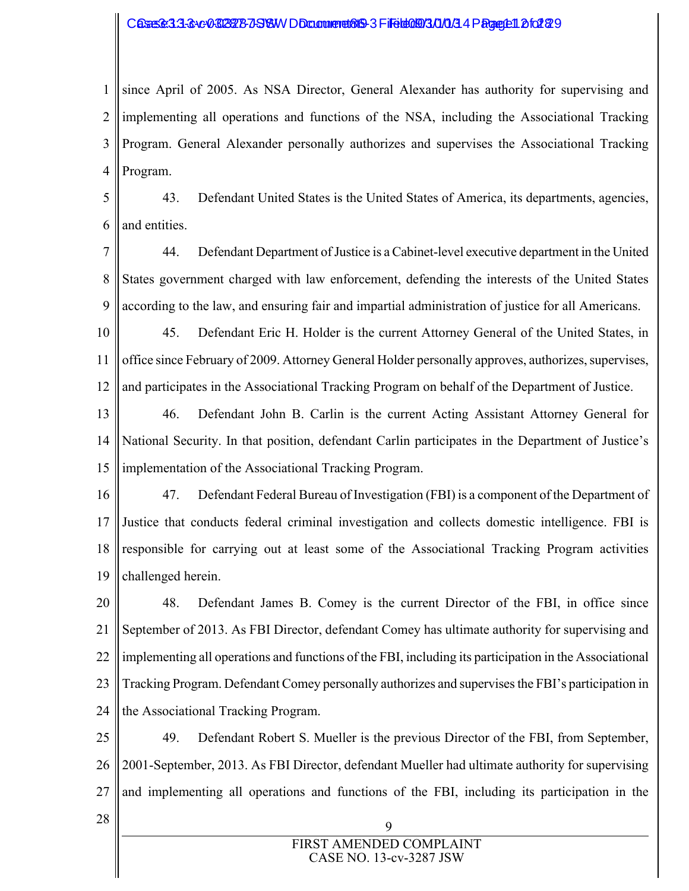since April of 2005. As NSA Director, General Alexander has authority for supervising and implementing all operations and functions of the NSA, including the Associational Tracking Program. General Alexander personally authorizes and supervises the Associational Tracking Program.

43. Defendant United States is the United States of America, its departments, agencies, and entities.

44. Defendant Department of Justice is a Cabinet-level executive department in the United States government charged with law enforcement, defending the interests of the United States according to the law, and ensuring fair and impartial administration of justice for all Americans.

45. Defendant Eric H. Holder is the current Attorney General of the United States, in office since February of 2009. Attorney General Holder personally approves, authorizes, supervises, and participates in the Associational Tracking Program on behalf of the Department of Justice.

46. Defendant John B. Carlin is the current Acting Assistant Attorney General for National Security. In that position, defendant Carlin participates in the Department of Justice's implementation of the Associational Tracking Program.

47. Defendant Federal Bureau of Investigation (FBI) is a component of the Department of Justice that conducts federal criminal investigation and collects domestic intelligence. FBI is responsible for carrying out at least some of the Associational Tracking Program activities challenged herein.

48. Defendant James B. Comey is the current Director of the FBI, in office since September of 2013. As FBI Director, defendant Comey has ultimate authority for supervising and implementing all operations and functions of the FBI, including its participation in the Associational Tracking Program. Defendant Comey personally authorizes and supervises the FBI's participation in the Associational Tracking Program.

49. Defendant Robert S. Mueller is the previous Director of the FBI, from September, 2001-September, 2013. As FBI Director, defendant Mueller had ultimate authority for supervising and implementing all operations and functions of the FBI, including its participation in the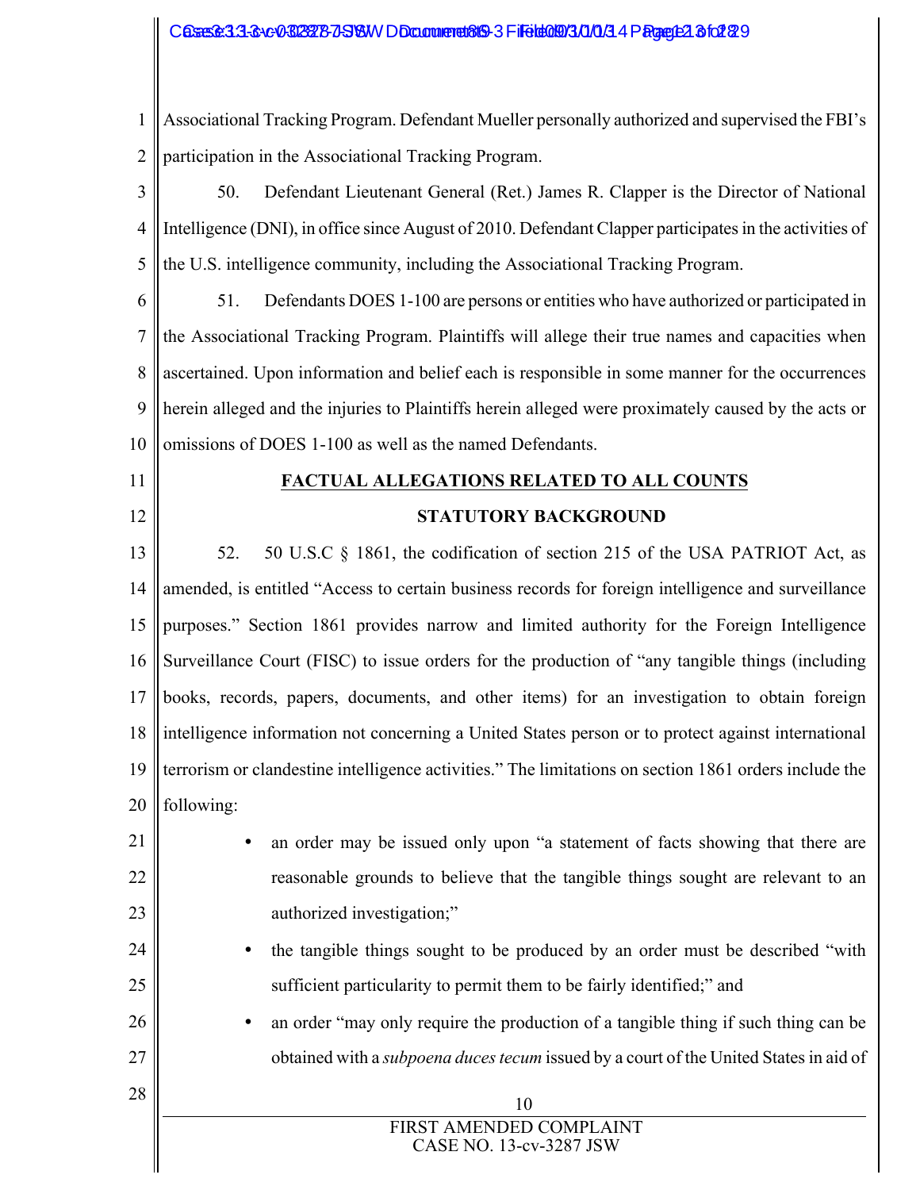Associational Tracking Program. Defendant Mueller personally authorized and supervised the FBI's participation in the Associational Tracking Program.

50. Defendant Lieutenant General (Ret.) James R. Clapper is the Director of National Intelligence (DNI), in office since August of 2010. Defendant Clapper participates in the activities of the U.S. intelligence community, including the Associational Tracking Program.

51. Defendants DOES 1-100 are persons or entities who have authorized or participated in the Associational Tracking Program. Plaintiffs will allege their true names and capacities when ascertained. Upon information and belief each is responsible in some manner for the occurrences herein alleged and the injuries to Plaintiffs herein alleged were proximately caused by the acts or omissions of DOES 1-100 as well as the named Defendants.

## FACTUAL ALLEGATIONS RELATED TO ALL COUNTS

### STATUTORY BACKGROUND

52. 50 U.S.C § 1861, the codification of section 215 of the USA PATRIOT Act, as amended, is entitled "Access to certain business records for foreign intelligence and surveillance purposes." Section 1861 provides narrow and limited authority for the Foreign Intelligence Surveillance Court (FISC) to issue orders for the production of "any tangible things (including books, records, papers, documents, and other items) for an investigation to obtain foreign intelligence information not concerning a United States person or to protect against international terrorism or clandestine intelligence activities." The limitations on section 1861 orders include the following:

- an order may be issued only upon "a statement of facts showing that there are reasonable grounds to believe that the tangible things sought are relevant to an authorized investigation;"
- the tangible things sought to be produced by an order must be described "with sufficient particularity to permit them to be fairly identified;" and
- an order "may only require the production of a tangible thing if such thing can be obtained with a *subpoena duces tecum* issued by a court of the United States in aid of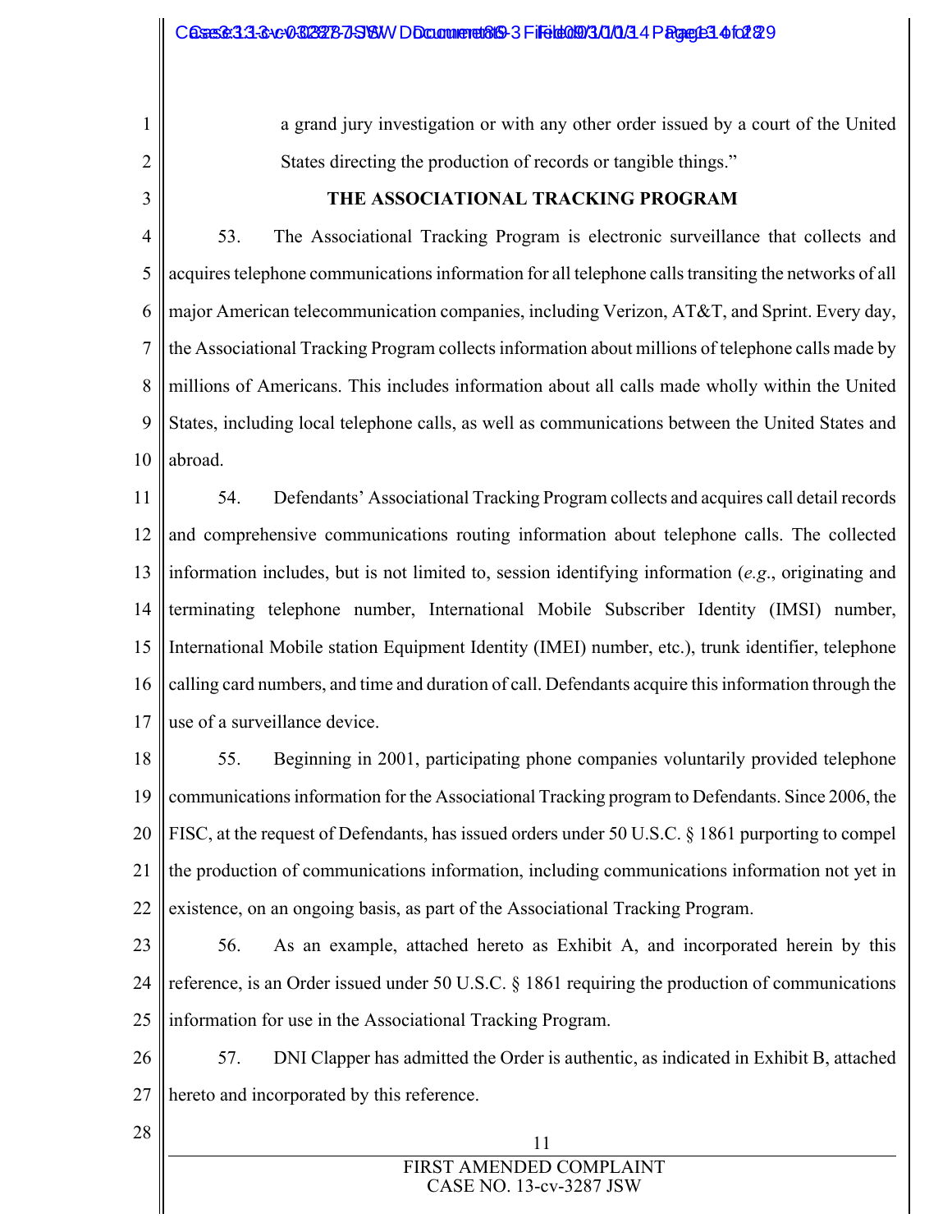a grand jury investigation or with any other order issued by a court of the United States directing the production of records or tangible things."

**THE ASSOCIATIONAL TRACKING PROGRAM**

53. The Associational Tracking Program is electronic surveillance that collects and acquires telephone communications information for all telephone calls transiting the networks of all major American telecommunication companies, including Verizon, AT&T, and Sprint. Every day, the Associational Tracking Program collects information about millions of telephone calls made by millions of Americans. This includes information about all calls made wholly within the United States, including local telephone calls, as well as communications between the United States and abroad.

54. Defendants' Associational Tracking Program collects and acquires call detail records and comprehensive communications routing information about telephone calls. The collected information includes, but is not limited to, session identifying information (*e.g*., originating and terminating telephone number, International Mobile Subscriber Identity (IMSI) number, International Mobile station Equipment Identity (IMEI) number, etc.), trunk identifier, telephone calling card numbers, and time and duration of call. Defendants acquire this information through the use of a surveillance device.

55. Beginning in 2001, participating phone companies voluntarily provided telephone communications information for the Associational Tracking program to Defendants. Since 2006, the FISC, at the request of Defendants, has issued orders under 50 U.S.C. § 1861 purporting to compel the production of communications information, including communications information not yet in existence, on an ongoing basis, as part of the Associational Tracking Program.

56. As an example, attached hereto as Exhibit A, and incorporated herein by this reference, is an Order issued under 50 U.S.C. § 1861 requiring the production of communications information for use in the Associational Tracking Program.

57. DNI Clapper has admitted the Order is authentic, as indicated in Exhibit B, attached hereto and incorporated by this reference.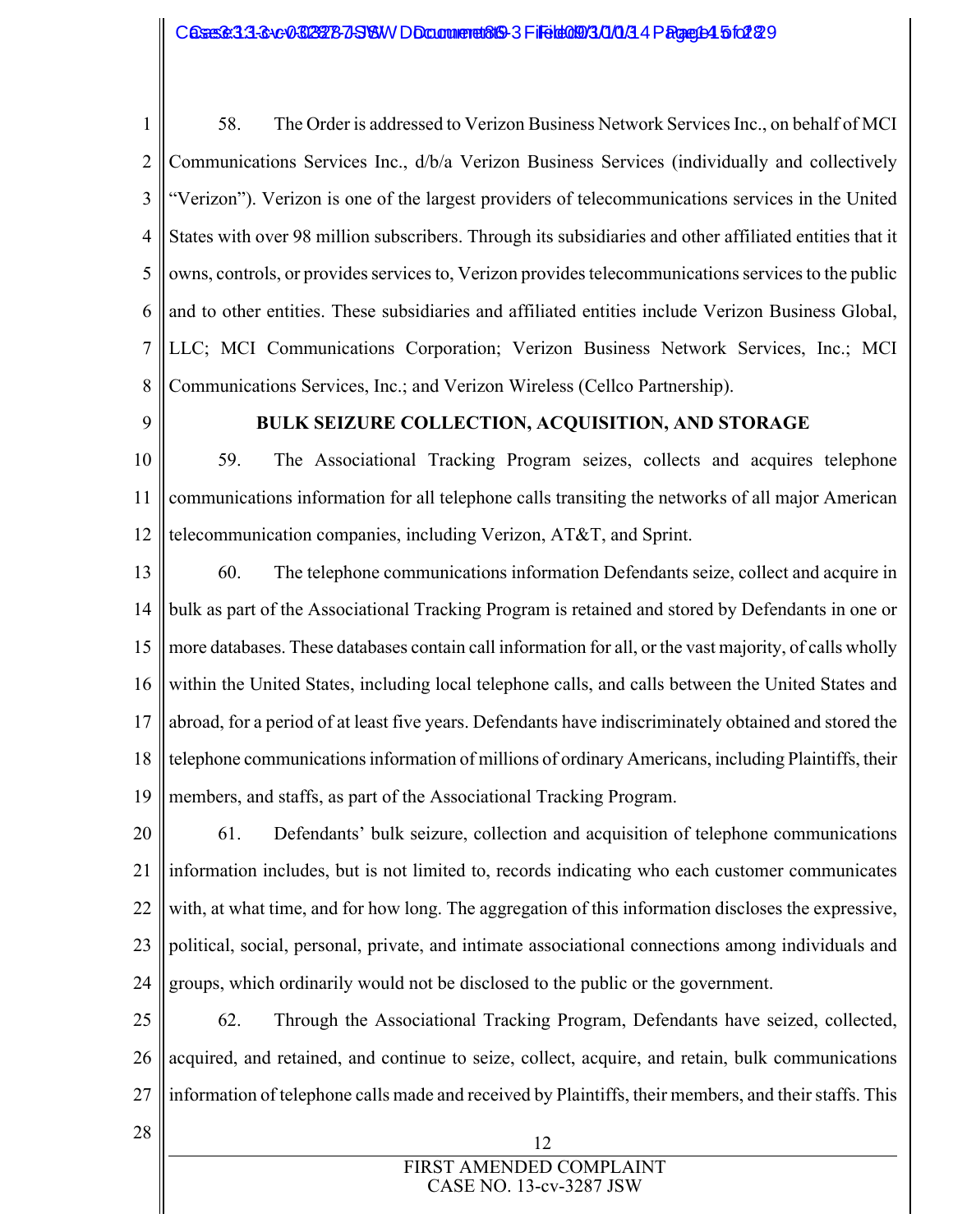58. The Order is addressed to Verizon Business Network Services Inc., on behalf of MCI Communications Services Inc., d/b/a Verizon Business Services (individually and collectively "Verizon"). Verizon is one of the largest providers of telecommunications services in the United States with over 98 million subscribers. Through its subsidiaries and other affiliated entities that it owns, controls, or provides services to, Verizon provides telecommunications services to the public and to other entities. These subsidiaries and affiliated entities include Verizon Business Global, LLC; MCI Communications Corporation; Verizon Business Network Services, Inc.; MCI Communications Services, Inc.; and Verizon Wireless (Cellco Partnership).

**BULK SEIZURE COLLECTION, ACQUISITION, AND STORAGE**

59. The Associational Tracking Program seizes, collects and acquires telephone communications information for all telephone calls transiting the networks of all major American telecommunication companies, including Verizon, AT&T, and Sprint.

60. The telephone communications information Defendants seize, collect and acquire in bulk as part of the Associational Tracking Program is retained and stored by Defendants in one or more databases. These databases contain call information for all, or the vast majority, of calls wholly within the United States, including local telephone calls, and calls between the United States and abroad, for a period of at least five years. Defendants have indiscriminately obtained and stored the telephone communications information of millions of ordinary Americans, including Plaintiffs, their members, and staffs, as part of the Associational Tracking Program.

61. Defendants' bulk seizure, collection and acquisition of telephone communications information includes, but is not limited to, records indicating who each customer communicates with, at what time, and for how long. The aggregation of this information discloses the expressive, political, social, personal, private, and intimate associational connections among individuals and groups, which ordinarily would not be disclosed to the public or the government.

62. Through the Associational Tracking Program, Defendants have seized, collected, acquired, and retained, and continue to seize, collect, acquire, and retain, bulk communications information of telephone calls made and received by Plaintiffs, their members, and their staffs. This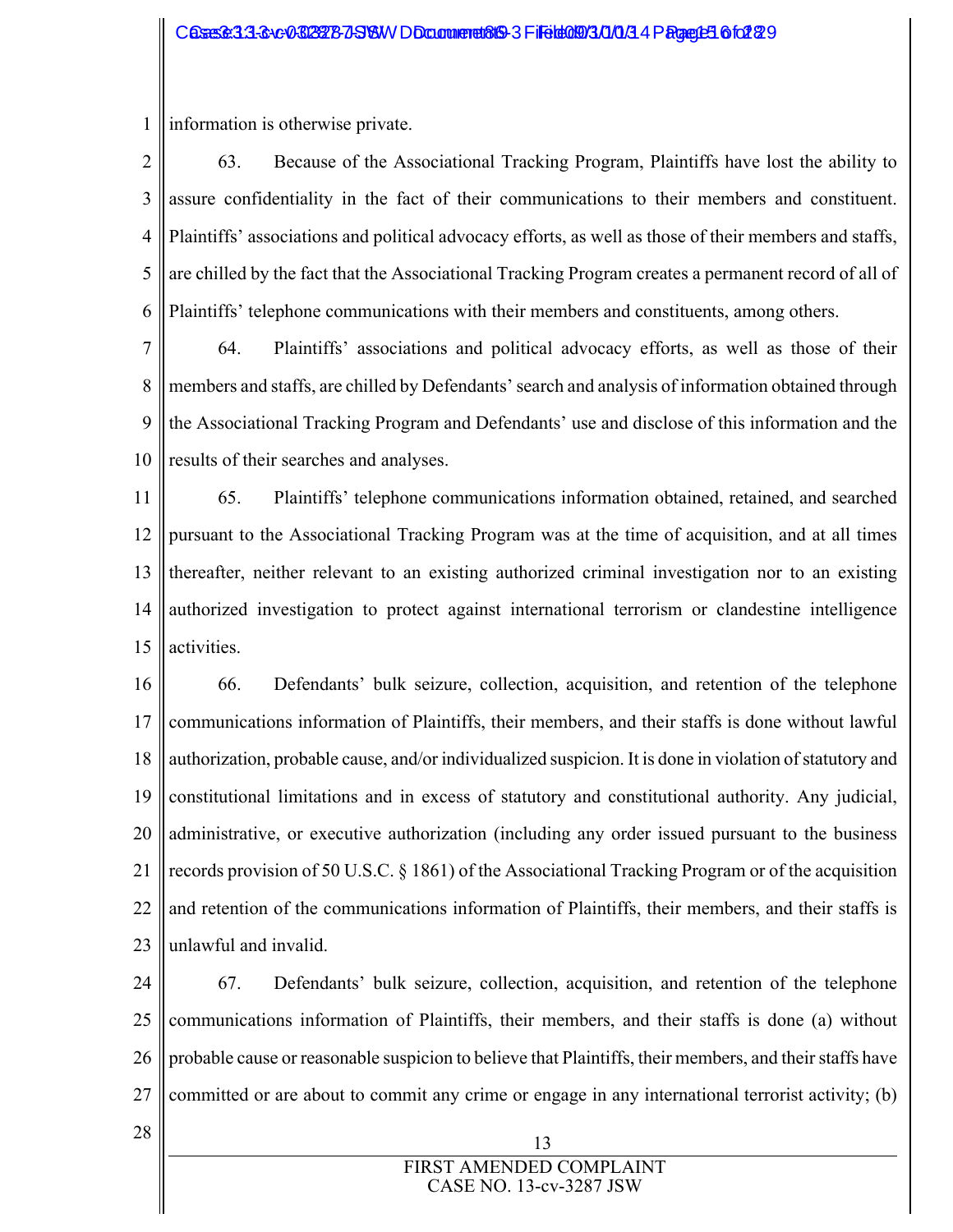information is otherwise private.

63. Because of the Associational Tracking Program, Plaintiffs have lost the ability to assure confidentiality in the fact of their communications to their members and constituent. Plaintiffs' associations and political advocacy efforts, as well as those of their members and staffs, are chilled by the fact that the Associational Tracking Program creates a permanent record of all of Plaintiffs' telephone communications with their members and constituents, among others.

64. Plaintiffs' associations and political advocacy efforts, as well as those of their members and staffs, are chilled by Defendants' search and analysis of information obtained through the Associational Tracking Program and Defendants' use and disclose of this information and the results of their searches and analyses.

65. Plaintiffs' telephone communications information obtained, retained, and searched pursuant to the Associational Tracking Program was at the time of acquisition, and at all times thereafter, neither relevant to an existing authorized criminal investigation nor to an existing authorized investigation to protect against international terrorism or clandestine intelligence activities.

66. Defendants' bulk seizure, collection, acquisition, and retention of the telephone communications information of Plaintiffs, their members, and their staffs is done without lawful authorization, probable cause, and/or individualized suspicion. It is done in violation of statutory and constitutional limitations and in excess of statutory and constitutional authority. Any judicial, administrative, or executive authorization (including any order issued pursuant to the business records provision of 50 U.S.C. § 1861) of the Associational Tracking Program or of the acquisition and retention of the communications information of Plaintiffs, their members, and their staffs is unlawful and invalid.

67. Defendants' bulk seizure, collection, acquisition, and retention of the telephone communications information of Plaintiffs, their members, and their staffs is done (a) without probable cause or reasonable suspicion to believe that Plaintiffs, their members, and their staffs have committed or are about to commit any crime or engage in any international terrorist activity; (b)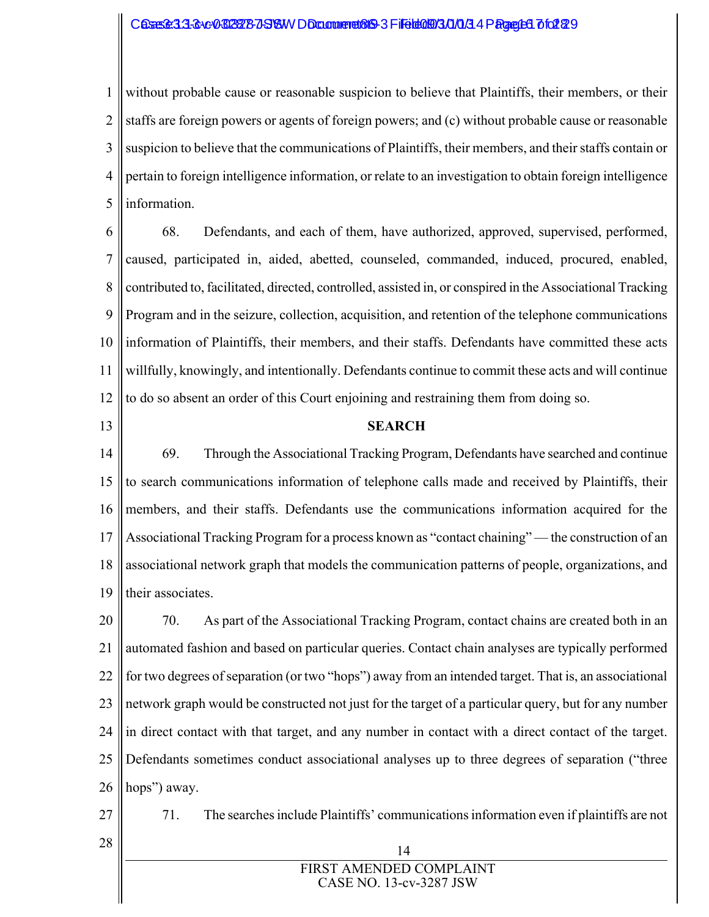without probable cause or reasonable suspicion to believe that Plaintiffs, their members, or their staffs are foreign powers or agents of foreign powers; and (c) without probable cause or reasonable suspicion to believe that the communications of Plaintiffs, their members, and their staffs contain or pertain to foreign intelligence information, or relate to an investigation to obtain foreign intelligence information.

68. Defendants, and each of them, have authorized, approved, supervised, performed, caused, participated in, aided, abetted, counseled, commanded, induced, procured, enabled, contributed to, facilitated, directed, controlled, assisted in, or conspired in the Associational Tracking Program and in the seizure, collection, acquisition, and retention of the telephone communications information of Plaintiffs, their members, and their staffs. Defendants have committed these acts willfully, knowingly, and intentionally. Defendants continue to commit these acts and will continue to do so absent an order of this Court enjoining and restraining them from doing so.

**SEARCH**

69. Through the Associational Tracking Program, Defendants have searched and continue to search communications information of telephone calls made and received by Plaintiffs, their members, and their staffs. Defendants use the communications information acquired for the Associational Tracking Program for a process known as "contact chaining" — the construction of an associational network graph that models the communication patterns of people, organizations, and their associates.

70. As part of the Associational Tracking Program, contact chains are created both in an automated fashion and based on particular queries. Contact chain analyses are typically performed for two degrees of separation (or two "hops") away from an intended target. That is, an associational network graph would be constructed not just for the target of a particular query, but for any number in direct contact with that target, and any number in contact with a direct contact of the target. Defendants sometimes conduct associational analyses up to three degrees of separation ("three hops") away.

71. The searches include Plaintiffs' communications information even if plaintiffs are not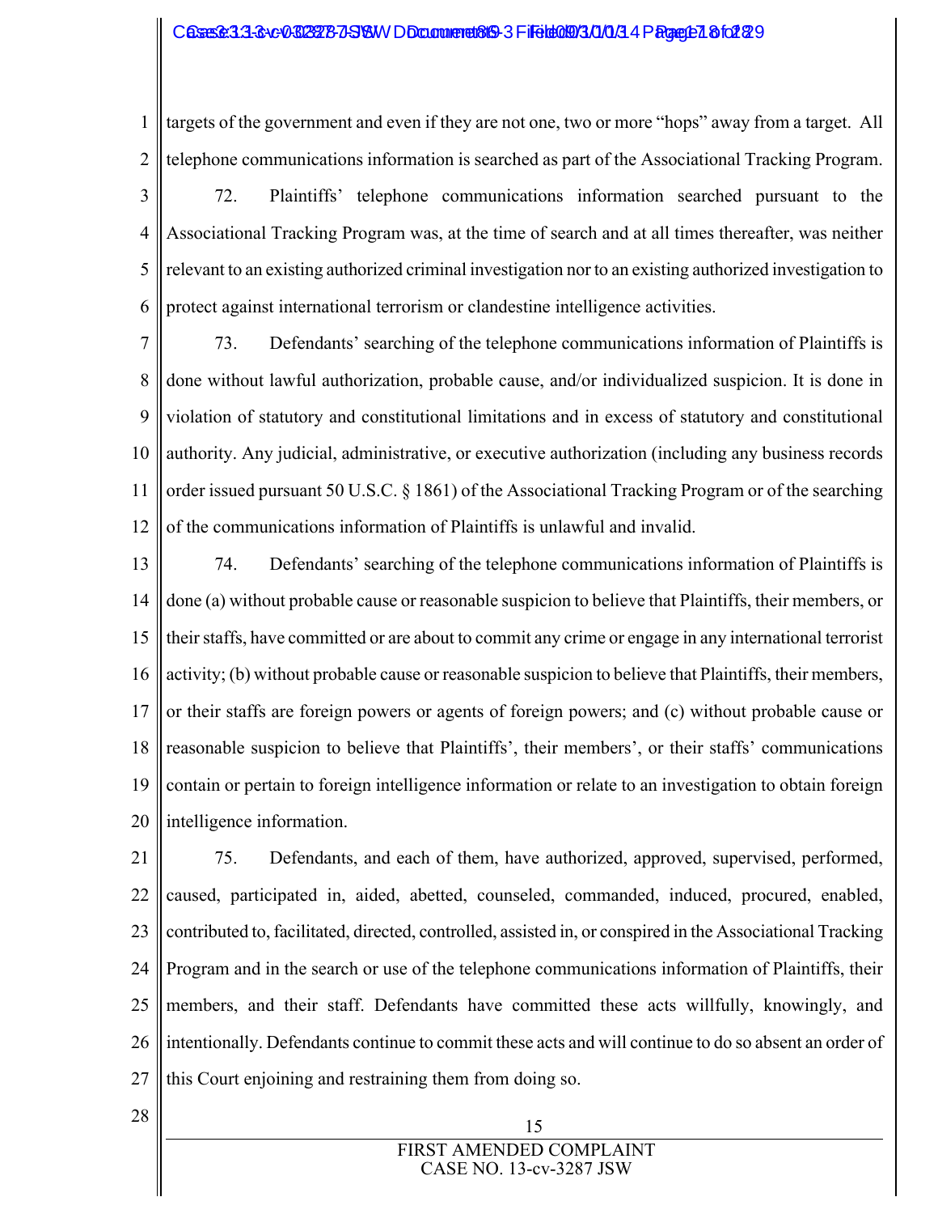targets of the government and even if they are not one, two or more "hops" away from a target. All telephone communications information is searched as part of the Associational Tracking Program.

72. Plaintiffs' telephone communications information searched pursuant to the Associational Tracking Program was, at the time of search and at all times thereafter, was neither relevant to an existing authorized criminal investigation nor to an existing authorized investigation to protect against international terrorism or clandestine intelligence activities.

73. Defendants' searching of the telephone communications information of Plaintiffs is done without lawful authorization, probable cause, and/or individualized suspicion. It is done in violation of statutory and constitutional limitations and in excess of statutory and constitutional authority. Any judicial, administrative, or executive authorization (including any business records order issued pursuant 50 U.S.C. § 1861) of the Associational Tracking Program or of the searching of the communications information of Plaintiffs is unlawful and invalid.

74. Defendants' searching of the telephone communications information of Plaintiffs is done (a) without probable cause or reasonable suspicion to believe that Plaintiffs, their members, or their staffs, have committed or are about to commit any crime or engage in any international terrorist activity; (b) without probable cause or reasonable suspicion to believe that Plaintiffs, their members, or their staffs are foreign powers or agents of foreign powers; and (c) without probable cause or reasonable suspicion to believe that Plaintiffs', their members', or their staffs' communications contain or pertain to foreign intelligence information or relate to an investigation to obtain foreign intelligence information.

75. Defendants, and each of them, have authorized, approved, supervised, performed, caused, participated in, aided, abetted, counseled, commanded, induced, procured, enabled, contributed to, facilitated, directed, controlled, assisted in, or conspired in the Associational Tracking Program and in the search or use of the telephone communications information of Plaintiffs, their members, and their staff. Defendants have committed these acts willfully, knowingly, and intentionally. Defendants continue to commit these acts and will continue to do so absent an order of this Court enjoining and restraining them from doing so.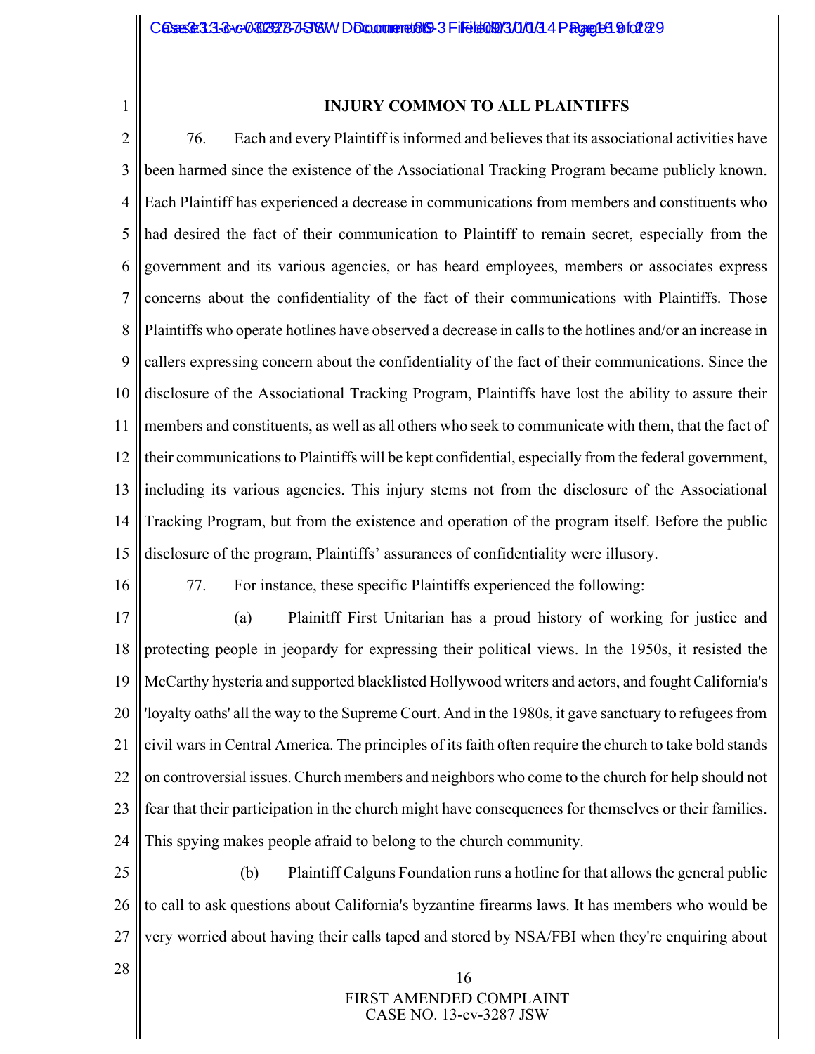**INJURY COMMON TO ALL PLAINTIFFS**

76. Each and every Plaintiff is informed and believes that its associational activities have been harmed since the existence of the Associational Tracking Program became publicly known. Each Plaintiff has experienced a decrease in communications from members and constituents who had desired the fact of their communication to Plaintiff to remain secret, especially from the government and its various agencies, or has heard employees, members or associates express concerns about the confidentiality of the fact of their communications with Plaintiffs. Those Plaintiffs who operate hotlines have observed a decrease in calls to the hotlines and/or an increase in callers expressing concern about the confidentiality of the fact of their communications. Since the disclosure of the Associational Tracking Program, Plaintiffs have lost the ability to assure their members and constituents, as well as all others who seek to communicate with them, that the fact of their communications to Plaintiffs will be kept confidential, especially from the federal government, including its various agencies. This injury stems not from the disclosure of the Associational Tracking Program, but from the existence and operation of the program itself. Before the public disclosure of the program, Plaintiffs' assurances of confidentiality were illusory.

77. For instance, these specific Plaintiffs experienced the following:

(a) Plainitff First Unitarian has a proud history of working for justice and protecting people in jeopardy for expressing their political views. In the 1950s, it resisted the McCarthy hysteria and supported blacklisted Hollywood writers and actors, and fought California's 'loyalty oaths' all the way to the Supreme Court. And in the 1980s, it gave sanctuary to refugees from civil wars in Central America. The principles of its faith often require the church to take bold stands on controversial issues. Church members and neighbors who come to the church for help should not fear that their participation in the church might have consequences for themselves or their families. This spying makes people afraid to belong to the church community.

(b) Plaintiff Calguns Foundation runs a hotline for that allows the general public to call to ask questions about California's byzantine firearms laws. It has members who would be very worried about having their calls taped and stored by NSA/FBI when they're enquiring about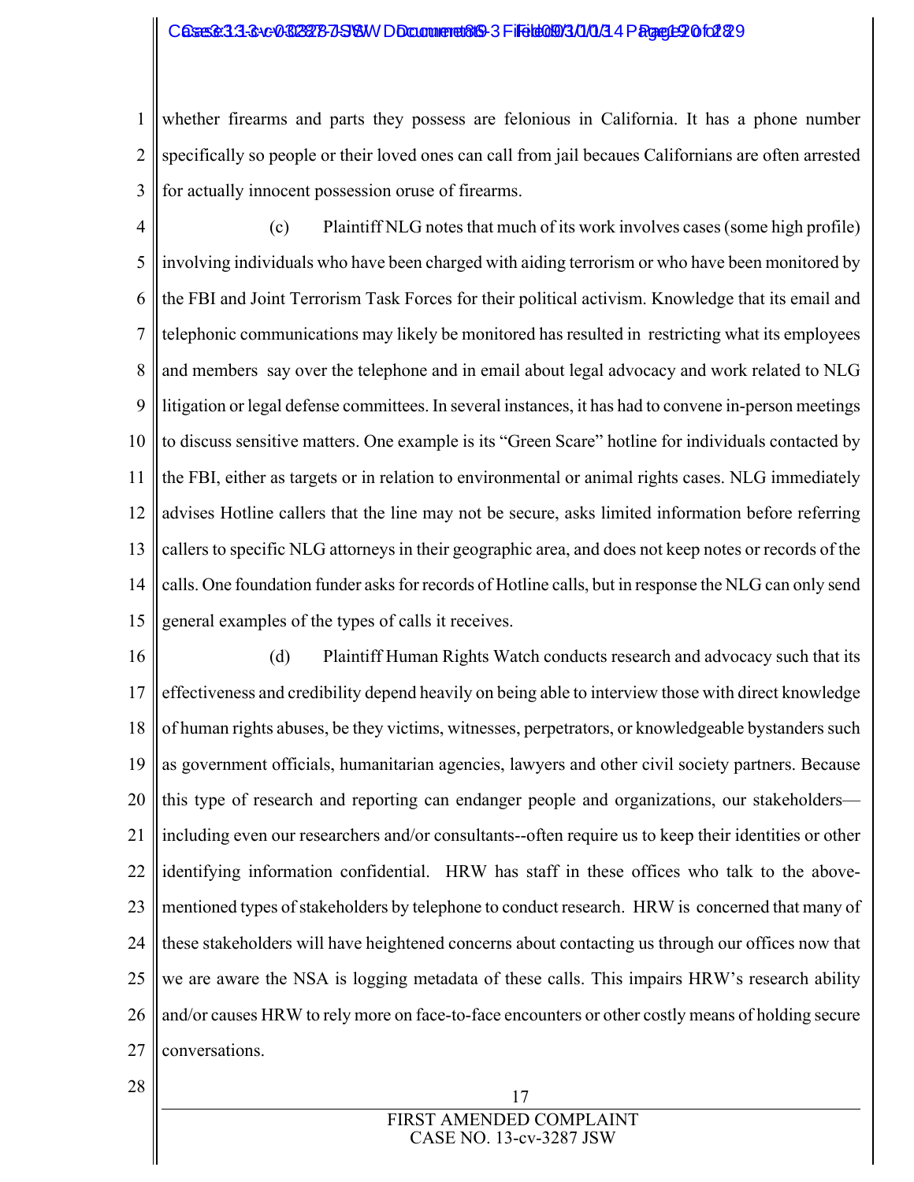whether firearms and parts they possess are felonious in California. It has a phone number specifically so people or their loved ones can call from jail becaues Californians are often arrested for actually innocent possession oruse of firearms.

(c) Plaintiff NLG notes that much of its work involves cases (some high profile) involving individuals who have been charged with aiding terrorism or who have been monitored by the FBI and Joint Terrorism Task Forces for their political activism. Knowledge that its email and telephonic communications may likely be monitored has resulted in restricting what its employees and members say over the telephone and in email about legal advocacy and work related to NLG litigation or legal defense committees. In several instances, it has had to convene in-person meetings to discuss sensitive matters. One example is its "Green Scare" hotline for individuals contacted by the FBI, either as targets or in relation to environmental or animal rights cases. NLG immediately advises Hotline callers that the line may not be secure, asks limited information before referring callers to specific NLG attorneys in their geographic area, and does not keep notes or records of the calls. One foundation funder asks for records of Hotline calls, but in response the NLG can only send general examples of the types of calls it receives.

(d) Plaintiff Human Rights Watch conducts research and advocacy such that its effectiveness and credibility depend heavily on being able to interview those with direct knowledge of human rights abuses, be they victims, witnesses, perpetrators, or knowledgeable bystanders such as government officials, humanitarian agencies, lawyers and other civil society partners. Because this type of research and reporting can endanger people and organizations, our stakeholders—including even our researchers and/or consultants--often require us to keep their identities or other identifying information confidential. HRW has staff in these offices who talk to the above-mentioned types of stakeholders by telephone to conduct research. HRW is concerned that many of these stakeholders will have heightened concerns about contacting us through our offices now that we are aware the NSA is logging metadata of these calls. This impairs HRW's research ability and/or causes HRW to rely more on face-to-face encounters or other costly means of holding secure conversations.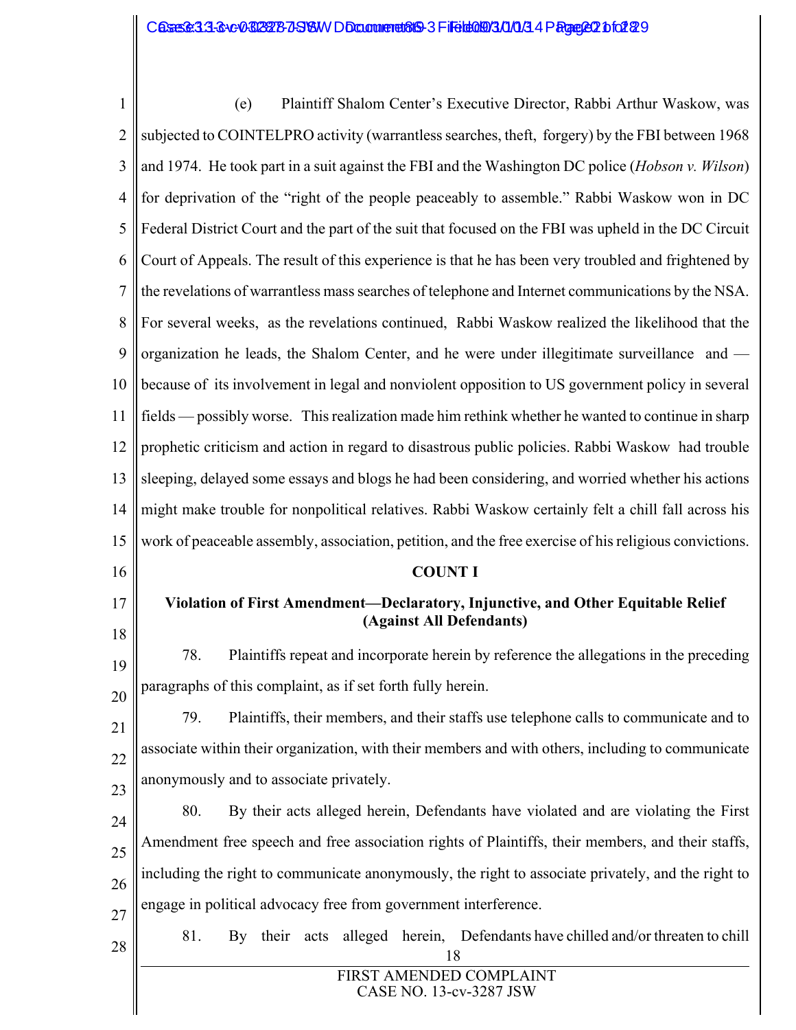(e) Plaintiff Shalom Center's Executive Director, Rabbi Arthur Waskow, was subjected to COINTELPRO activity (warrantless searches, theft, forgery) by the FBI between 1968 and 1974. He took part in a suit against the FBI and the Washington DC police (*Hobson v. Wilson*) for deprivation of the "right of the people peaceably to assemble." Rabbi Waskow won in DC Federal District Court and the part of the suit that focused on the FBI was upheld in the DC Circuit Court of Appeals. The result of this experience is that he has been very troubled and frightened by the revelations of warrantless mass searches of telephone and Internet communications by the NSA. For several weeks, as the revelations continued, Rabbi Waskow realized the likelihood that the organization he leads, the Shalom Center, and he were under illegitimate surveillance and — because of its involvement in legal and nonviolent opposition to US government policy in several fields — possibly worse. This realization made him rethink whether he wanted to continue in sharp prophetic criticism and action in regard to disastrous public policies. Rabbi Waskow had trouble sleeping, delayed some essays and blogs he had been considering, and worried whether his actions might make trouble for nonpolitical relatives. Rabbi Waskow certainly felt a chill fall across his work of peaceable assembly, association, petition, and the free exercise of his religious convictions.

**COUNT I**

**Violation of First Amendment—Declaratory, Injunctive, and Other Equitable Relief (Against All Defendants)**

78. Plaintiffs repeat and incorporate herein by reference the allegations in the preceding paragraphs of this complaint, as if set forth fully herein.

79. Plaintiffs, their members, and their staffs use telephone calls to communicate and to associate within their organization, with their members and with others, including to communicate anonymously and to associate privately.

80. By their acts alleged herein, Defendants have violated and are violating the First Amendment free speech and free association rights of Plaintiffs, their members, and their staffs, including the right to communicate anonymously, the right to associate privately, and the right to engage in political advocacy free from government interference.

81. By their acts alleged herein, Defendants have chilled and/or threaten to chill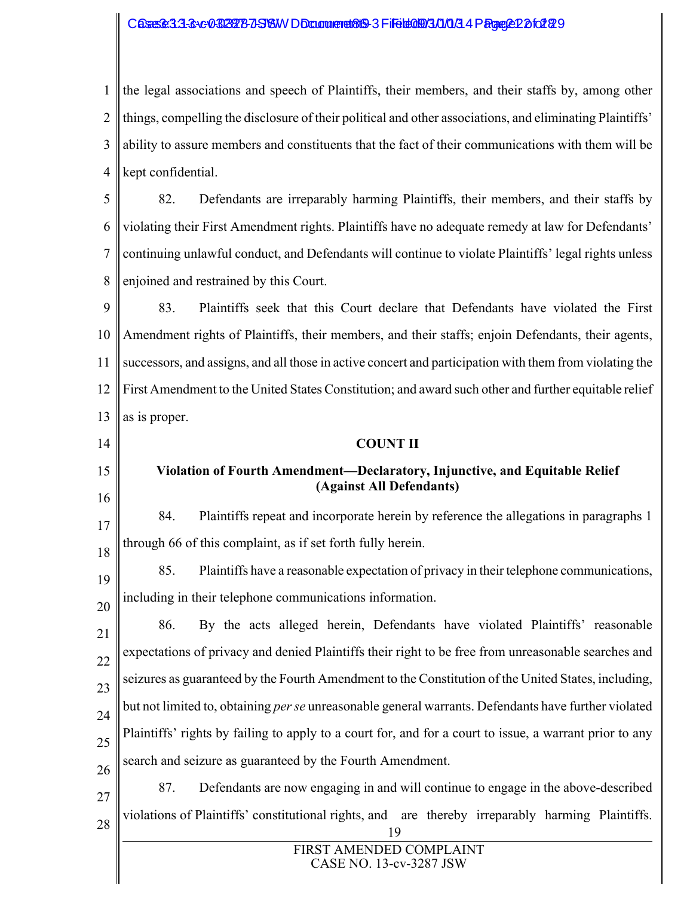the legal associations and speech of Plaintiffs, their members, and their staffs by, among other things, compelling the disclosure of their political and other associations, and eliminating Plaintiffs' ability to assure members and constituents that the fact of their communications with them will be kept confidential.

82. Defendants are irreparably harming Plaintiffs, their members, and their staffs by violating their First Amendment rights. Plaintiffs have no adequate remedy at law for Defendants' continuing unlawful conduct, and Defendants will continue to violate Plaintiffs' legal rights unless enjoined and restrained by this Court.

83. Plaintiffs seek that this Court declare that Defendants have violated the First Amendment rights of Plaintiffs, their members, and their staffs; enjoin Defendants, their agents, successors, and assigns, and all those in active concert and participation with them from violating the First Amendment to the United States Constitution; and award such other and further equitable relief as is proper.

**COUNT II**

**Violation of Fourth Amendment—Declaratory, Injunctive, and Equitable Relief (Against All Defendants)**

84. Plaintiffs repeat and incorporate herein by reference the allegations in paragraphs 1 through 66 of this complaint, as if set forth fully herein.

85. Plaintiffs have a reasonable expectation of privacy in their telephone communications, including in their telephone communications information.

86. By the acts alleged herein, Defendants have violated Plaintiffs' reasonable expectations of privacy and denied Plaintiffs their right to be free from unreasonable searches and seizures as guaranteed by the Fourth Amendment to the Constitution of the United States, including, but not limited to, obtaining *per se* unreasonable general warrants. Defendants have further violated Plaintiffs' rights by failing to apply to a court for, and for a court to issue, a warrant prior to any search and seizure as guaranteed by the Fourth Amendment.

87. Defendants are now engaging in and will continue to engage in the above-described violations of Plaintiffs' constitutional rights, and are thereby irreparably harming Plaintiffs.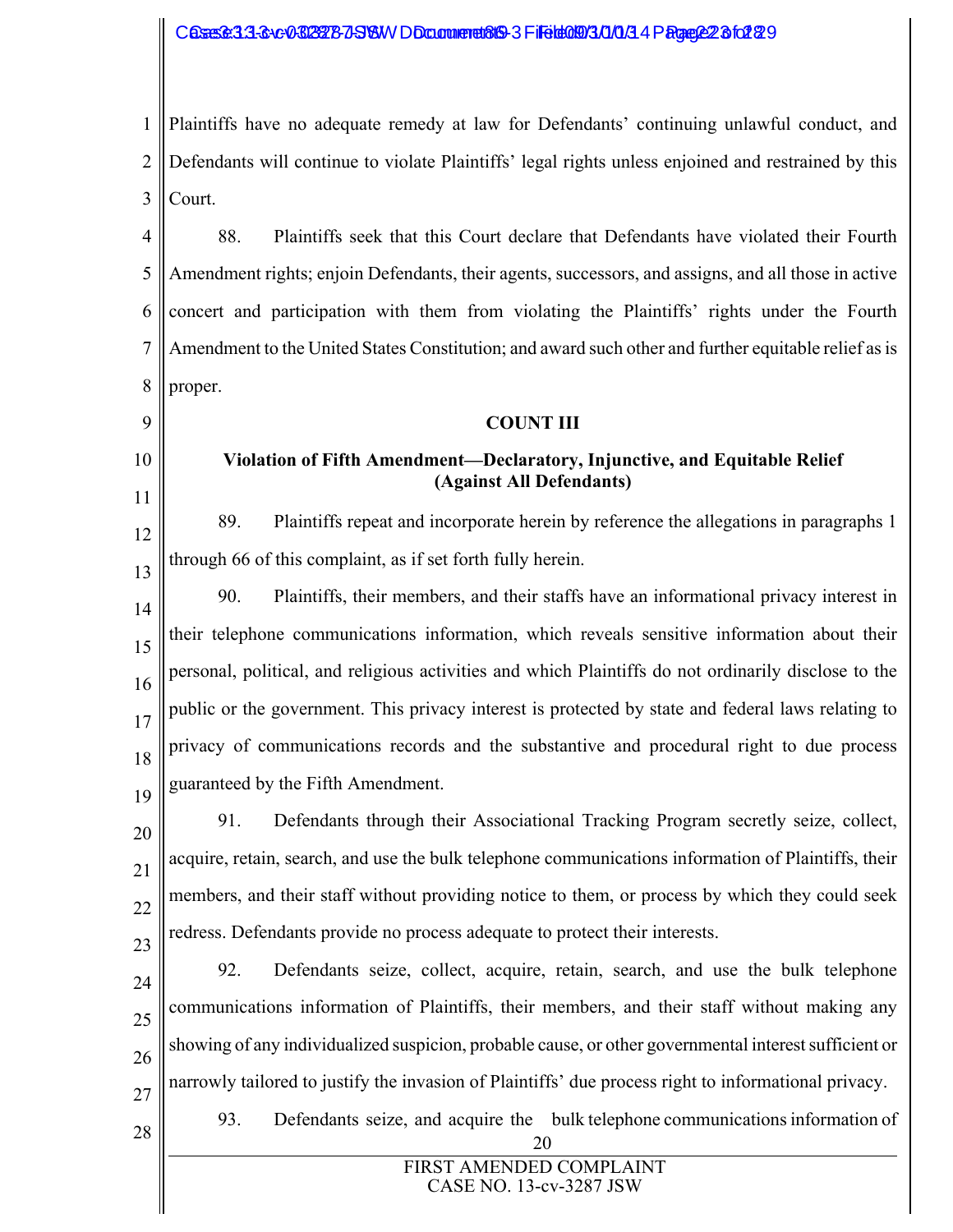Plaintiffs have no adequate remedy at law for Defendants' continuing unlawful conduct, and Defendants will continue to violate Plaintiffs' legal rights unless enjoined and restrained by this Court.

88. Plaintiffs seek that this Court declare that Defendants have violated their Fourth Amendment rights; enjoin Defendants, their agents, successors, and assigns, and all those in active concert and participation with them from violating the Plaintiffs' rights under the Fourth Amendment to the United States Constitution; and award such other and further equitable relief as is proper.

**COUNT III**

**Violation of Fifth Amendment—Declaratory, Injunctive, and Equitable Relief (Against All Defendants)**

89. Plaintiffs repeat and incorporate herein by reference the allegations in paragraphs 1 through 66 of this complaint, as if set forth fully herein.

90. Plaintiffs, their members, and their staffs have an informational privacy interest in their telephone communications information, which reveals sensitive information about their personal, political, and religious activities and which Plaintiffs do not ordinarily disclose to the public or the government. This privacy interest is protected by state and federal laws relating to privacy of communications records and the substantive and procedural right to due process guaranteed by the Fifth Amendment.

91. Defendants through their Associational Tracking Program secretly seize, collect, acquire, retain, search, and use the bulk telephone communications information of Plaintiffs, their members, and their staff without providing notice to them, or process by which they could seek redress. Defendants provide no process adequate to protect their interests.

92. Defendants seize, collect, acquire, retain, search, and use the bulk telephone communications information of Plaintiffs, their members, and their staff without making any showing of any individualized suspicion, probable cause, or other governmental interest sufficient or narrowly tailored to justify the invasion of Plaintiffs' due process right to informational privacy.

93. Defendants seize, and acquire the bulk telephone communications information of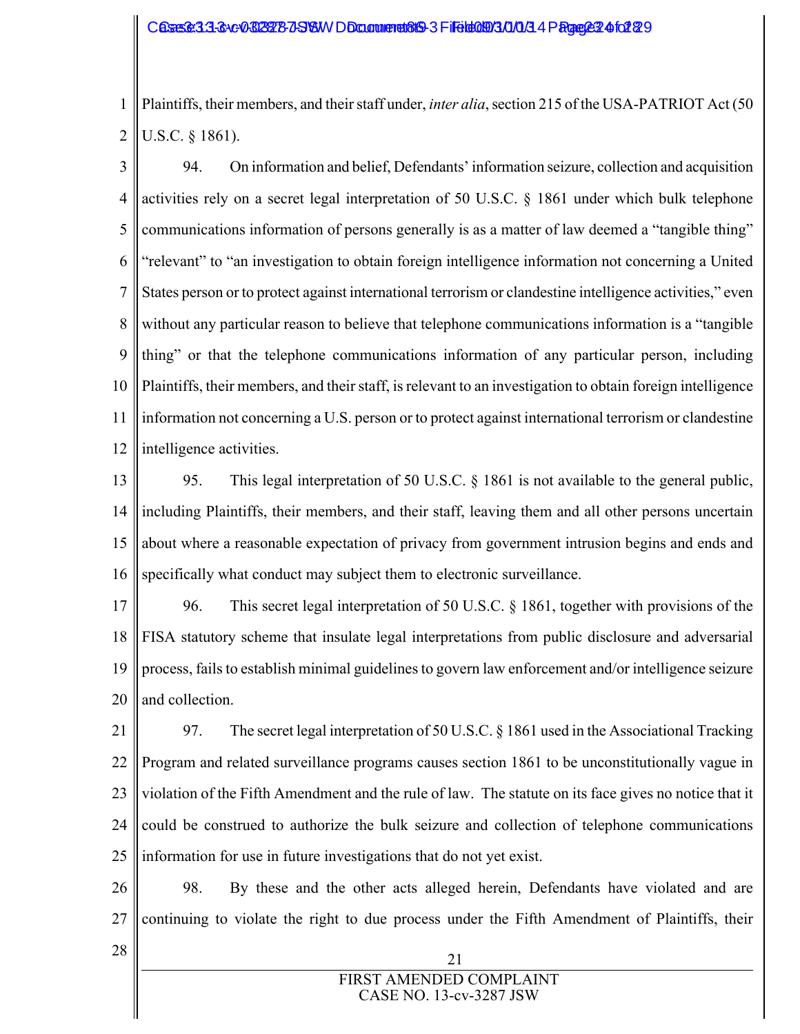Plaintiffs, their members, and their staff under, *inter alia*, section 215 of the USA-PATRIOT Act (50 U.S.C. § 1861).

94. On information and belief, Defendants' information seizure, collection and acquisition activities rely on a secret legal interpretation of 50 U.S.C. § 1861 under which bulk telephone communications information of persons generally is as a matter of law deemed a "tangible thing" "relevant" to "an investigation to obtain foreign intelligence information not concerning a United States person or to protect against international terrorism or clandestine intelligence activities," even without any particular reason to believe that telephone communications information is a "tangible thing" or that the telephone communications information of any particular person, including Plaintiffs, their members, and their staff, is relevant to an investigation to obtain foreign intelligence information not concerning a U.S. person or to protect against international terrorism or clandestine intelligence activities.

95. This legal interpretation of 50 U.S.C. § 1861 is not available to the general public, including Plaintiffs, their members, and their staff, leaving them and all other persons uncertain about where a reasonable expectation of privacy from government intrusion begins and ends and specifically what conduct may subject them to electronic surveillance.

96. This secret legal interpretation of 50 U.S.C. § 1861, together with provisions of the FISA statutory scheme that insulate legal interpretations from public disclosure and adversarial process, fails to establish minimal guidelines to govern law enforcement and/or intelligence seizure and collection.

97. The secret legal interpretation of 50 U.S.C. § 1861 used in the Associational Tracking Program and related surveillance programs causes section 1861 to be unconstitutionally vague in violation of the Fifth Amendment and the rule of law. The statute on its face gives no notice that it could be construed to authorize the bulk seizure and collection of telephone communications information for use in future investigations that do not yet exist.

98. By these and the other acts alleged herein, Defendants have violated and are continuing to violate the right to due process under the Fifth Amendment of Plaintiffs, their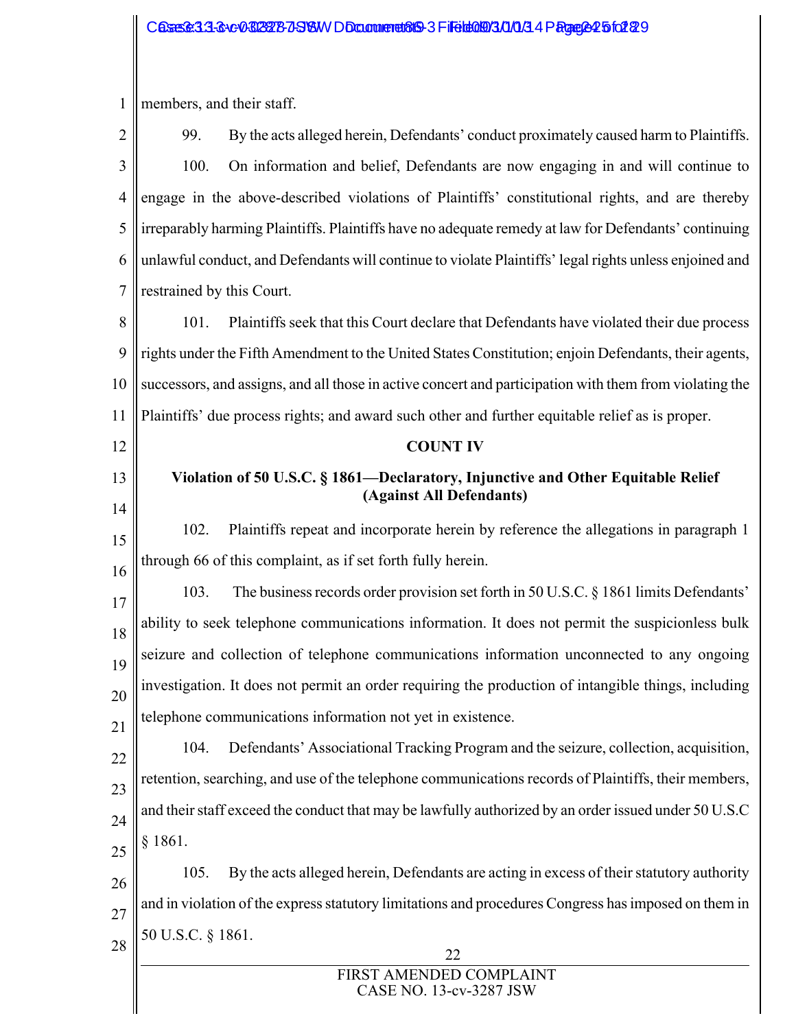members, and their staff.

99. By the acts alleged herein, Defendants' conduct proximately caused harm to Plaintiffs.

100. On information and belief, Defendants are now engaging in and will continue to engage in the above-described violations of Plaintiffs' constitutional rights, and are thereby irreparably harming Plaintiffs. Plaintiffs have no adequate remedy at law for Defendants' continuing unlawful conduct, and Defendants will continue to violate Plaintiffs' legal rights unless enjoined and restrained by this Court.

101. Plaintiffs seek that this Court declare that Defendants have violated their due process rights under the Fifth Amendment to the United States Constitution; enjoin Defendants, their agents, successors, and assigns, and all those in active concert and participation with them from violating the Plaintiffs' due process rights; and award such other and further equitable relief as is proper.

**COUNT IV**

**Violation of 50 U.S.C. § 1861—Declaratory, Injunctive and Other Equitable Relief (Against All Defendants)**

102. Plaintiffs repeat and incorporate herein by reference the allegations in paragraph 1 through 66 of this complaint, as if set forth fully herein.

103. The business records order provision set forth in 50 U.S.C. § 1861 limits Defendants' ability to seek telephone communications information. It does not permit the suspicionless bulk seizure and collection of telephone communications information unconnected to any ongoing investigation. It does not permit an order requiring the production of intangible things, including telephone communications information not yet in existence.

104. Defendants' Associational Tracking Program and the seizure, collection, acquisition, retention, searching, and use of the telephone communications records of Plaintiffs, their members, and their staff exceed the conduct that may be lawfully authorized by an order issued under 50 U.S.C § 1861.

105. By the acts alleged herein, Defendants are acting in excess of their statutory authority and in violation of the express statutory limitations and procedures Congress has imposed on them in 50 U.S.C. § 1861.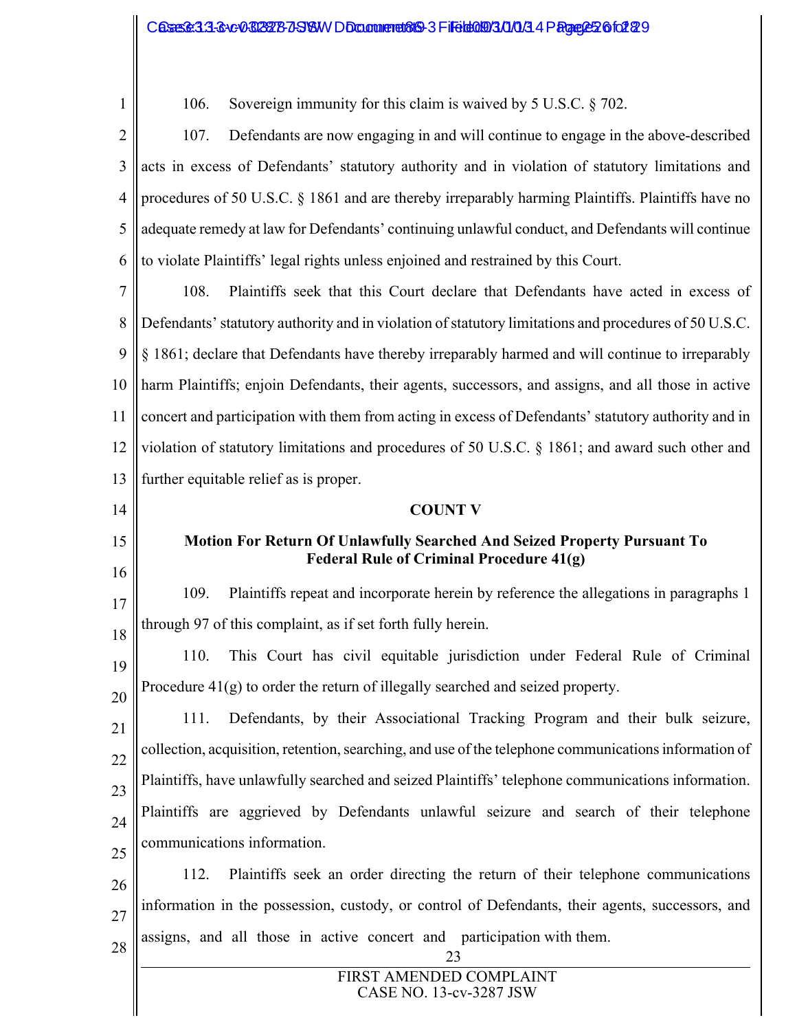106. Sovereign immunity for this claim is waived by 5 U.S.C. § 702.

107. Defendants are now engaging in and will continue to engage in the above-described acts in excess of Defendants' statutory authority and in violation of statutory limitations and procedures of 50 U.S.C. § 1861 and are thereby irreparably harming Plaintiffs. Plaintiffs have no adequate remedy at law for Defendants' continuing unlawful conduct, and Defendants will continue to violate Plaintiffs' legal rights unless enjoined and restrained by this Court.

108. Plaintiffs seek that this Court declare that Defendants have acted in excess of Defendants' statutory authority and in violation of statutory limitations and procedures of 50 U.S.C. § 1861; declare that Defendants have thereby irreparably harmed and will continue to irreparably harm Plaintiffs; enjoin Defendants, their agents, successors, and assigns, and all those in active concert and participation with them from acting in excess of Defendants' statutory authority and in violation of statutory limitations and procedures of 50 U.S.C. § 1861; and award such other and further equitable relief as is proper.

**COUNT V**

**Motion For Return Of Unlawfully Searched And Seized Property Pursuant To Federal Rule of Criminal Procedure 41(g)**

109. Plaintiffs repeat and incorporate herein by reference the allegations in paragraphs 1 through 97 of this complaint, as if set forth fully herein.

110. This Court has civil equitable jurisdiction under Federal Rule of Criminal Procedure 41(g) to order the return of illegally searched and seized property.

111. Defendants, by their Associational Tracking Program and their bulk seizure, collection, acquisition, retention, searching, and use of the telephone communications information of Plaintiffs, have unlawfully searched and seized Plaintiffs' telephone communications information. Plaintiffs are aggrieved by Defendants unlawful seizure and search of their telephone communications information.

112. Plaintiffs seek an order directing the return of their telephone communications information in the possession, custody, or control of Defendants, their agents, successors, and assigns, and all those in active concert and participation with them.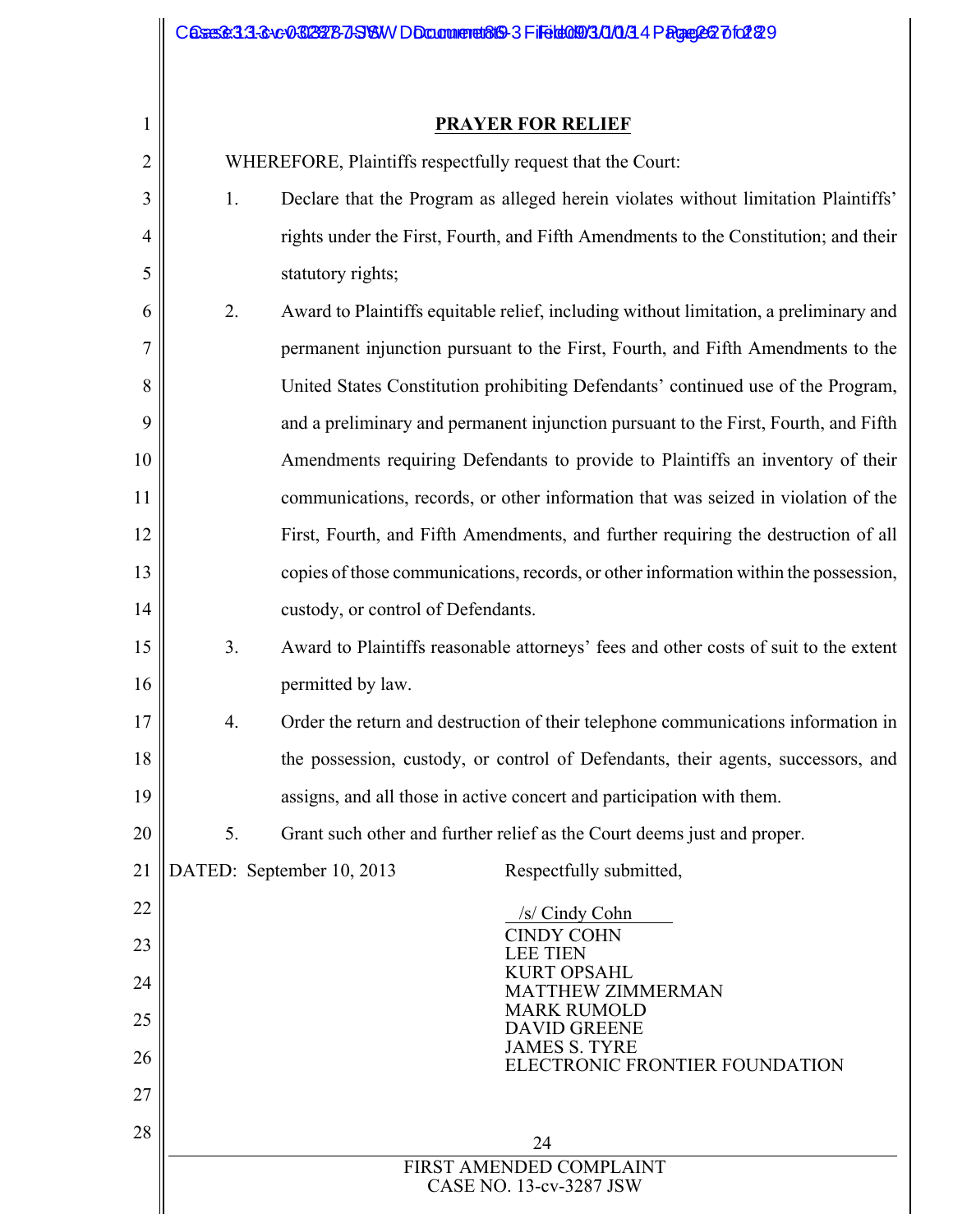## PRAYER FOR RELIEF

WHEREFORE, Plaintiffs respectfully request that the Court:

1. Declare that the Program as alleged herein violates without limitation Plaintiffs' rights under the First, Fourth, and Fifth Amendments to the Constitution; and their statutory rights;

2. Award to Plaintiffs equitable relief, including without limitation, a preliminary and permanent injunction pursuant to the First, Fourth, and Fifth Amendments to the United States Constitution prohibiting Defendants' continued use of the Program, and a preliminary and permanent injunction pursuant to the First, Fourth, and Fifth Amendments requiring Defendants to provide to Plaintiffs an inventory of their communications, records, or other information that was seized in violation of the First, Fourth, and Fifth Amendments, and further requiring the destruction of all copies of those communications, records, or other information within the possession, custody, or control of Defendants.

3. Award to Plaintiffs reasonable attorneys' fees and other costs of suit to the extent permitted by law.

4. Order the return and destruction of their telephone communications information in the possession, custody, or control of Defendants, their agents, successors, and assigns, and all those in active concert and participation with them.

5. Grant such other and further relief as the Court deems just and proper.

DATED: September 10, 2013

Respectfully submitted,

/s/ Cindy Cohn
CINDY COHN
LEE TIEN
KURT OPSAHL
MATTHEW ZIMMERMAN
MARK RUMOLD
DAVID GREENE
JAMES S. TYRE
ELECTRONIC FRONTIER FOUNDATION

FIRST AMENDED COMPLAINT
CASE NO. 13-cv-3287 JSW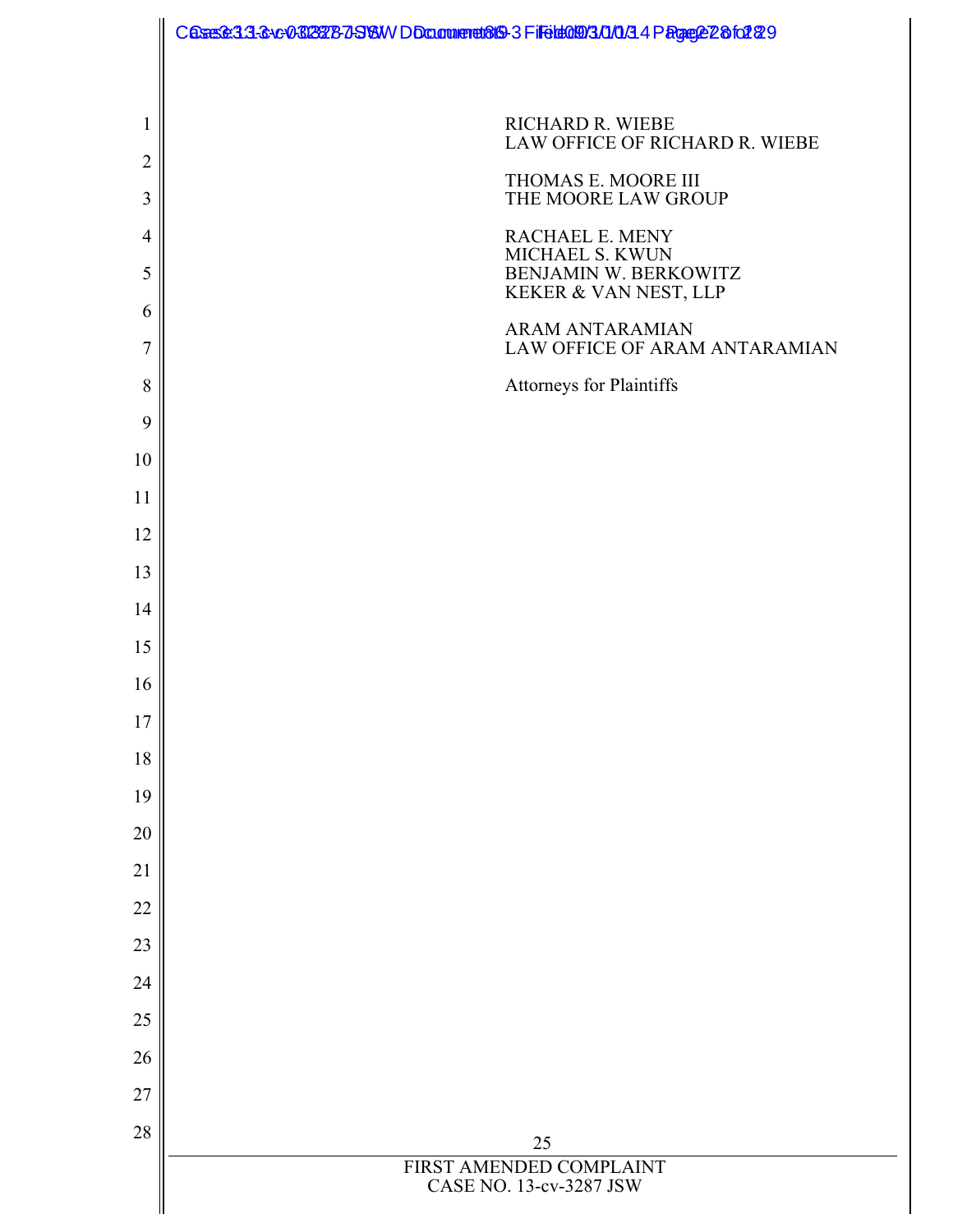RICHARD R. WIEBE
LAW OFFICE OF RICHARD R. WIEBE

THOMAS E. MOORE III
THE MOORE LAW GROUP

RACHAEL E. MENY
MICHAEL S. KWUN
BENJAMIN W. BERKOWITZ
KEKER & VAN NEST, LLP

ARAM ANTARAMIAN
LAW OFFICE OF ARAM ANTARAMIAN

Attorneys for Plaintiffs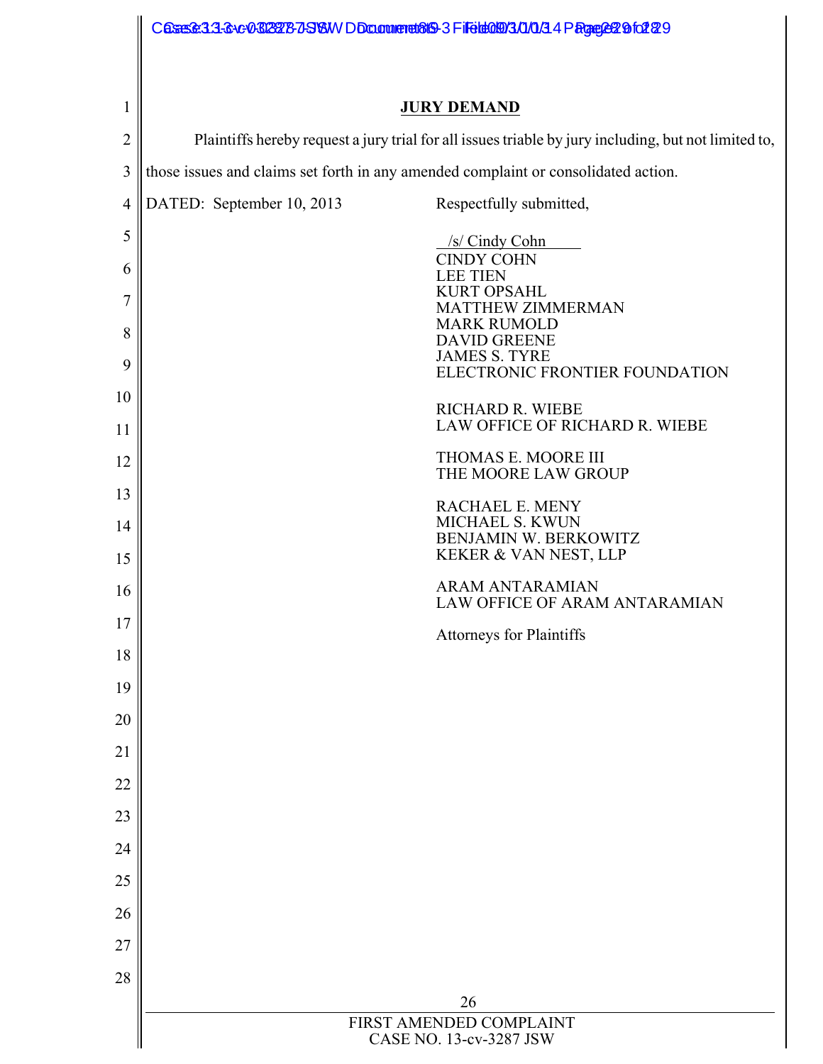## JURY DEMAND

Plaintiffs hereby request a jury trial for all issues triable by jury including, but not limited to, those issues and claims set forth in any amended complaint or consolidated action.

DATED: September 10, 2013

Respectfully submitted,

/s/ Cindy Cohn
CINDY COHN
LEE TIEN
KURT OPSAHL
MATTHEW ZIMMERMAN
MARK RUMOLD
DAVID GREENE
JAMES S. TYRE
ELECTRONIC FRONTIER FOUNDATION

RICHARD R. WIEBE
LAW OFFICE OF RICHARD R. WIEBE

THOMAS E. MOORE III
THE MOORE LAW GROUP

RACHAEL E. MENY
MICHAEL S. KWUN
BENJAMIN W. BERKOWITZ
KEKER & VAN NEST, LLP

ARAM ANTARAMIAN
LAW OFFICE OF ARAM ANTARAMIAN

Attorneys for Plaintiffs